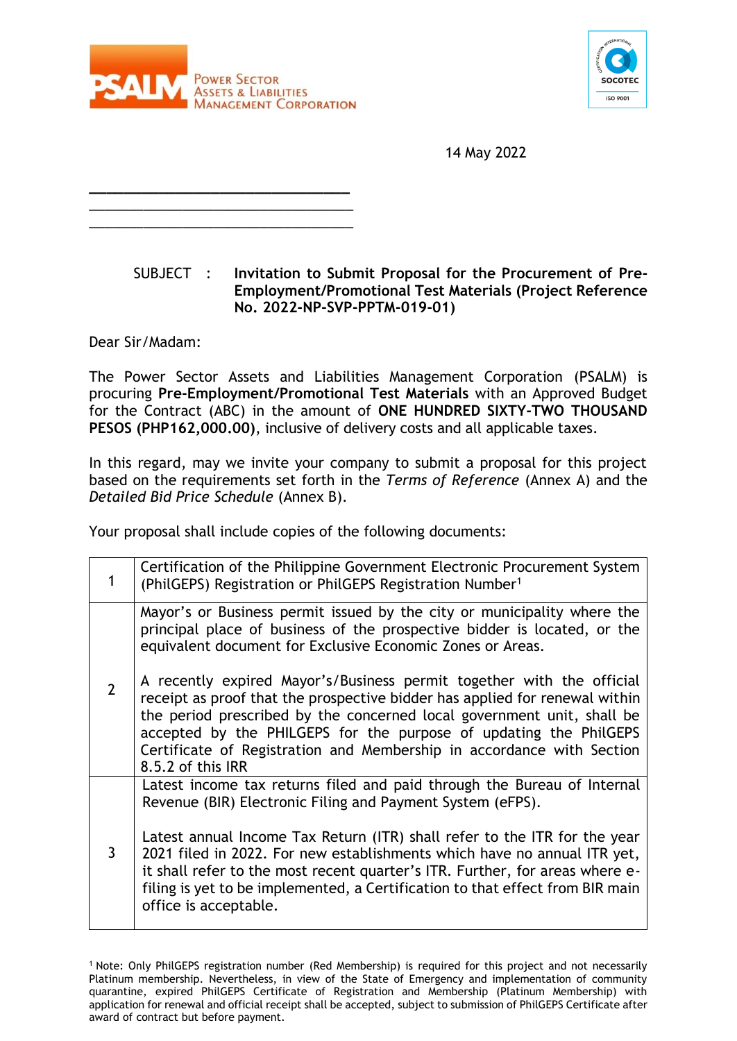Power Sector Assets & Liabilities Management Corporation

14 May 2022

\_\_\_\_\_\_\_\_\_\_\_\_\_\_\_\_\_\_\_\_\_\_\_\_\_\_\_\_\_\_\_\_\_\_
\_\_\_\_\_\_\_\_\_\_\_\_\_\_\_\_\_\_\_\_\_\_\_\_\_\_\_\_\_\_\_\_\_\_
\_\_\_\_\_\_\_\_\_\_\_\_\_\_\_\_\_\_\_\_\_\_\_\_\_\_\_\_\_\_\_\_\_\_

SUBJECT : **Invitation to Submit Proposal for the Procurement of Pre-Employment/Promotional Test Materials (Project Reference No. 2022-NP-SVP-PPTM-019-01)**

Dear Sir/Madam:

The Power Sector Assets and Liabilities Management Corporation (PSALM) is procuring **Pre-Employment/Promotional Test Materials** with an Approved Budget for the Contract (ABC) in the amount of **ONE HUNDRED SIXTY-TWO THOUSAND PESOS (PHP162,000.00)**, inclusive of delivery costs and all applicable taxes.

In this regard, may we invite your company to submit a proposal for this project based on the requirements set forth in the *Terms of Reference* (Annex A) and the *Detailed Bid Price Schedule* (Annex B).

Your proposal shall include copies of the following documents:

| | |
|---|---|
| 1 | Certification of the Philippine Government Electronic Procurement System (PhilGEPS) Registration or PhilGEPS Registration Number[1] |
| 2 | Mayor's or Business permit issued by the city or municipality where the principal place of business of the prospective bidder is located, or the equivalent document for Exclusive Economic Zones or Areas.<br><br>A recently expired Mayor's/Business permit together with the official receipt as proof that the prospective bidder has applied for renewal within the period prescribed by the concerned local government unit, shall be accepted by the PHILGEPS for the purpose of updating the PhilGEPS Certificate of Registration and Membership in accordance with Section 8.5.2 of this IRR |
| 3 | Latest income tax returns filed and paid through the Bureau of Internal Revenue (BIR) Electronic Filing and Payment System (eFPS).<br><br>Latest annual Income Tax Return (ITR) shall refer to the ITR for the year 2021 filed in 2022. For new establishments which have no annual ITR yet, it shall refer to the most recent quarter's ITR. Further, for areas where e-filing is yet to be implemented, a Certification to that effect from BIR main office is acceptable. |

[1] Note: Only PhilGEPS registration number (Red Membership) is required for this project and not necessarily Platinum membership. Nevertheless, in view of the State of Emergency and implementation of community quarantine, expired PhilGEPS Certificate of Registration and Membership (Platinum Membership) with application for renewal and official receipt shall be accepted, subject to submission of PhilGEPS Certificate after award of contract but before payment.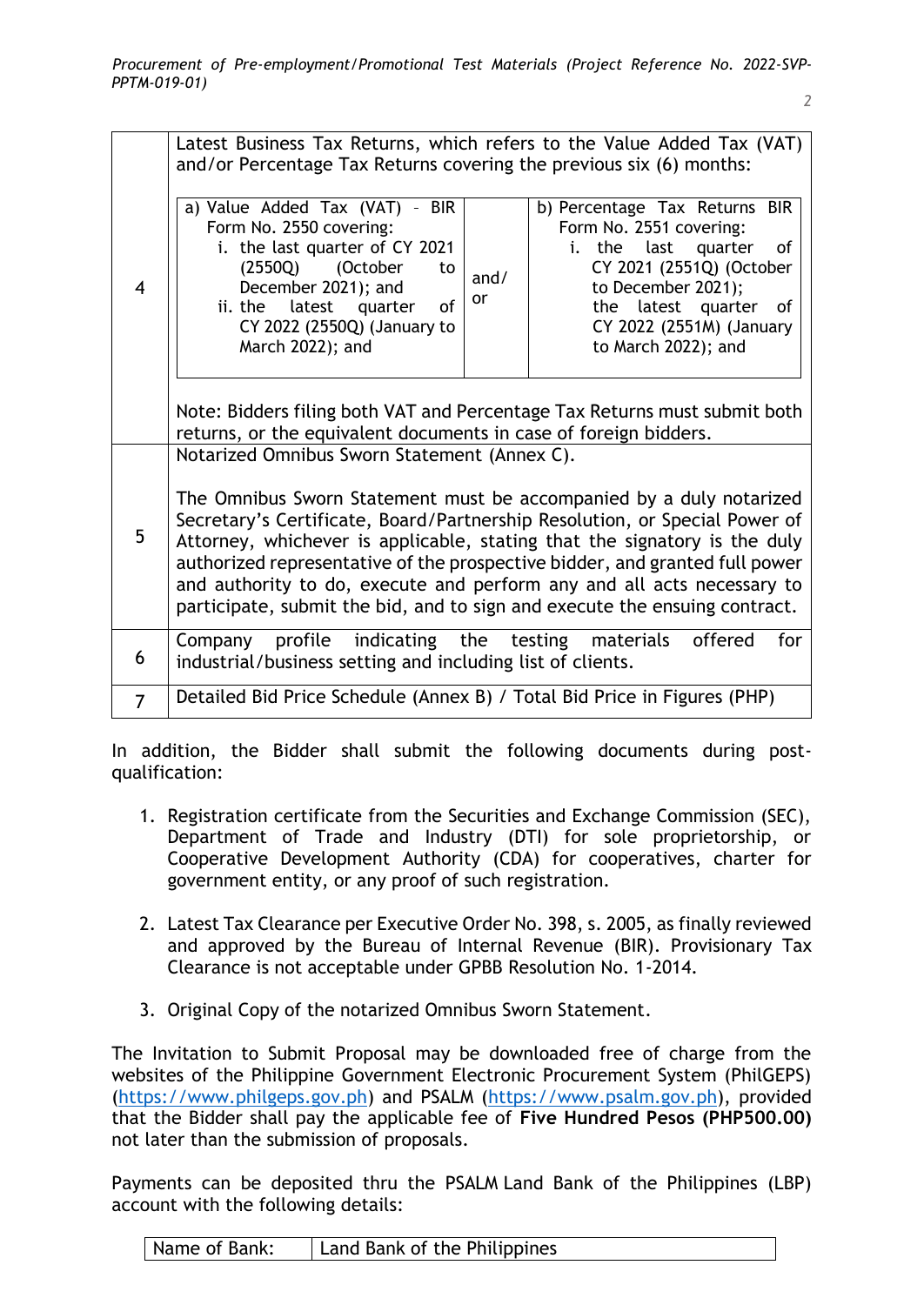| | |
|---|---|
| 4 | Latest Business Tax Returns, which refers to the Value Added Tax (VAT) and/or Percentage Tax Returns covering the previous six (6) months:<br><br>a) Value Added Tax (VAT) - BIR Form No. 2550 covering:<br>i. the last quarter of CY 2021 (2550Q) (October to December 2021); and<br>ii. the latest quarter of CY 2022 (2550Q) (January to March 2022); and<br><br>and/or<br><br>b) Percentage Tax Returns BIR Form No. 2551 covering:<br>i. the last quarter of CY 2021 (2551Q) (October to December 2021);<br>the latest quarter of CY 2022 (2551M) (January to March 2022); and<br><br>Note: Bidders filing both VAT and Percentage Tax Returns must submit both returns, or the equivalent documents in case of foreign bidders. |
| 5 | Notarized Omnibus Sworn Statement (Annex C).<br><br>The Omnibus Sworn Statement must be accompanied by a duly notarized Secretary's Certificate, Board/Partnership Resolution, or Special Power of Attorney, whichever is applicable, stating that the signatory is the duly authorized representative of the prospective bidder, and granted full power and authority to do, execute and perform any and all acts necessary to participate, submit the bid, and to sign and execute the ensuing contract. |
| 6 | Company profile indicating the testing materials offered for industrial/business setting and including list of clients. |
| 7 | Detailed Bid Price Schedule (Annex B) / Total Bid Price in Figures (PHP) |

In addition, the Bidder shall submit the following documents during post-qualification:

1. Registration certificate from the Securities and Exchange Commission (SEC), Department of Trade and Industry (DTI) for sole proprietorship, or Cooperative Development Authority (CDA) for cooperatives, charter for government entity, or any proof of such registration.

2. Latest Tax Clearance per Executive Order No. 398, s. 2005, as finally reviewed and approved by the Bureau of Internal Revenue (BIR). Provisionary Tax Clearance is not acceptable under GPBB Resolution No. 1-2014.

3. Original Copy of the notarized Omnibus Sworn Statement.

The Invitation to Submit Proposal may be downloaded free of charge from the websites of the Philippine Government Electronic Procurement System (PhilGEPS) (https://www.philgeps.gov.ph) and PSALM (https://www.psalm.gov.ph), provided that the Bidder shall pay the applicable fee of **Five Hundred Pesos (PHP500.00)** not later than the submission of proposals.

Payments can be deposited thru the PSALM Land Bank of the Philippines (LBP) account with the following details:

| Name of Bank: | Land Bank of the Philippines |
|---|---|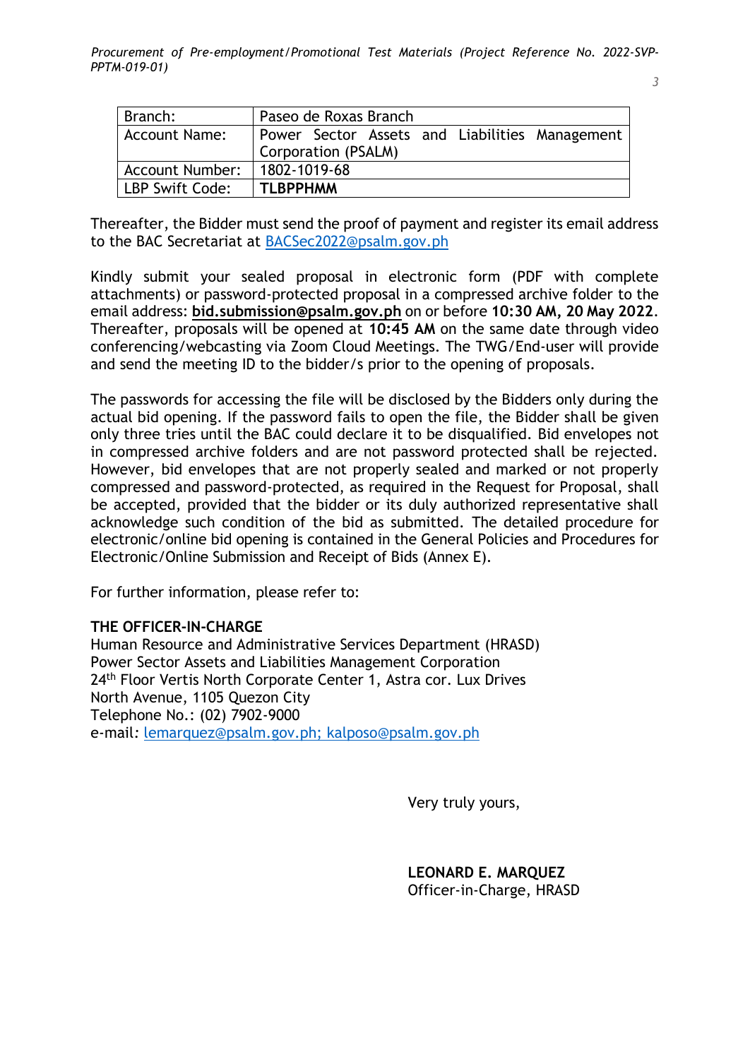| Branch: | Paseo de Roxas Branch |
|---|---|
| Account Name: | Power Sector Assets and Liabilities Management Corporation (PSALM) |
| Account Number: | 1802-1019-68 |
| LBP Swift Code: | **TLBPPHMM** |

Thereafter, the Bidder must send the proof of payment and register its email address to the BAC Secretariat at BACSec2022@psalm.gov.ph

Kindly submit your sealed proposal in electronic form (PDF with complete attachments) or password-protected proposal in a compressed archive folder to the email address: **bid.submission@psalm.gov.ph** on or before **10:30 AM, 20 May 2022**. Thereafter, proposals will be opened at **10:45 AM** on the same date through video conferencing/webcasting via Zoom Cloud Meetings. The TWG/End-user will provide and send the meeting ID to the bidder/s prior to the opening of proposals.

The passwords for accessing the file will be disclosed by the Bidders only during the actual bid opening. If the password fails to open the file, the Bidder shall be given only three tries until the BAC could declare it to be disqualified. Bid envelopes not in compressed archive folders and are not password protected shall be rejected. However, bid envelopes that are not properly sealed and marked or not properly compressed and password-protected, as required in the Request for Proposal, shall be accepted, provided that the bidder or its duly authorized representative shall acknowledge such condition of the bid as submitted. The detailed procedure for electronic/online bid opening is contained in the General Policies and Procedures for Electronic/Online Submission and Receipt of Bids (Annex E).

For further information, please refer to:

**THE OFFICER-IN-CHARGE**
Human Resource and Administrative Services Department (HRASD)
Power Sector Assets and Liabilities Management Corporation
24th Floor Vertis North Corporate Center 1, Astra cor. Lux Drives
North Avenue, 1105 Quezon City
Telephone No.: (02) 7902-9000
e-mail: lemarquez@psalm.gov.ph; kalposo@psalm.gov.ph

Very truly yours,

**LEONARD E. MARQUEZ**
Officer-in-Charge, HRASD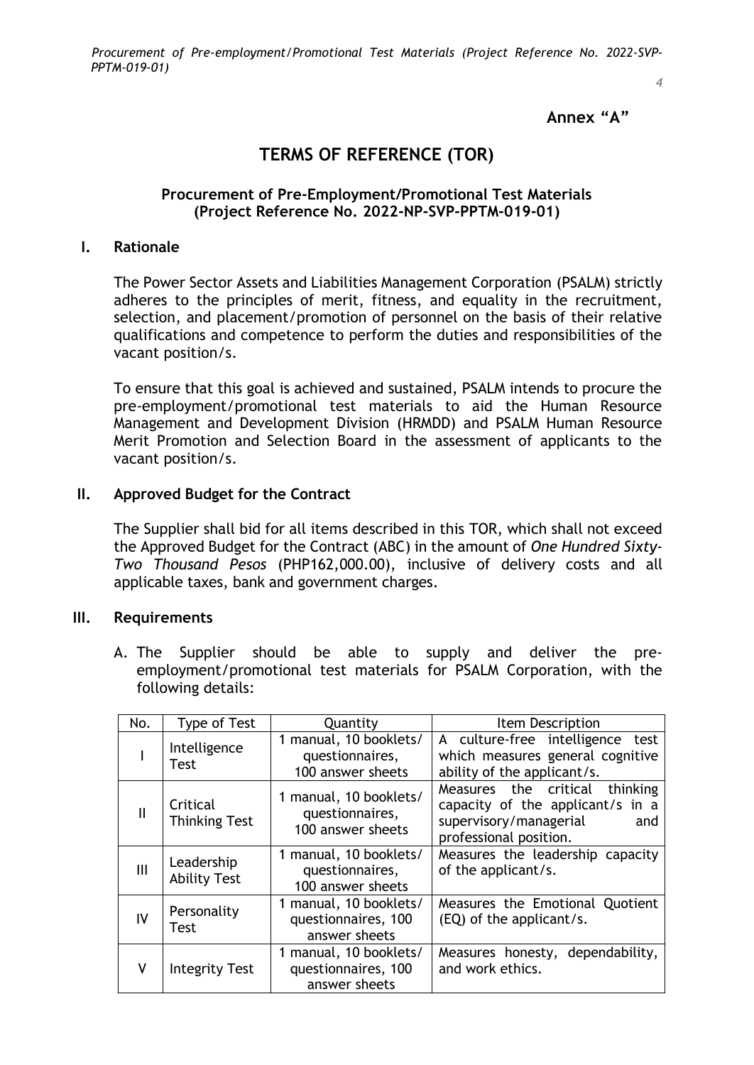**Annex "A"**

# TERMS OF REFERENCE (TOR)

**Procurement of Pre-Employment/Promotional Test Materials (Project Reference No. 2022-NP-SVP-PPTM-019-01)**

## I. Rationale

The Power Sector Assets and Liabilities Management Corporation (PSALM) strictly adheres to the principles of merit, fitness, and equality in the recruitment, selection, and placement/promotion of personnel on the basis of their relative qualifications and competence to perform the duties and responsibilities of the vacant position/s.

To ensure that this goal is achieved and sustained, PSALM intends to procure the pre-employment/promotional test materials to aid the Human Resource Management and Development Division (HRMDD) and PSALM Human Resource Merit Promotion and Selection Board in the assessment of applicants to the vacant position/s.

## II. Approved Budget for the Contract

The Supplier shall bid for all items described in this TOR, which shall not exceed the Approved Budget for the Contract (ABC) in the amount of *One Hundred Sixty-Two Thousand Pesos* (PHP162,000.00), inclusive of delivery costs and all applicable taxes, bank and government charges.

## III. Requirements

A. The Supplier should be able to supply and deliver the pre-employment/promotional test materials for PSALM Corporation, with the following details:

| No. | Type of Test | Quantity | Item Description |
|---|---|---|---|
| I | Intelligence Test | 1 manual, 10 booklets/ questionnaires, 100 answer sheets | A culture-free intelligence test which measures general cognitive ability of the applicant/s. |
| II | Critical Thinking Test | 1 manual, 10 booklets/ questionnaires, 100 answer sheets | Measures the critical thinking capacity of the applicant/s in a supervisory/managerial and professional position. |
| III | Leadership Ability Test | 1 manual, 10 booklets/ questionnaires, 100 answer sheets | Measures the leadership capacity of the applicant/s. |
| IV | Personality Test | 1 manual, 10 booklets/ questionnaires, 100 answer sheets | Measures the Emotional Quotient (EQ) of the applicant/s. |
| V | Integrity Test | 1 manual, 10 booklets/ questionnaires, 100 answer sheets | Measures honesty, dependability, and work ethics. |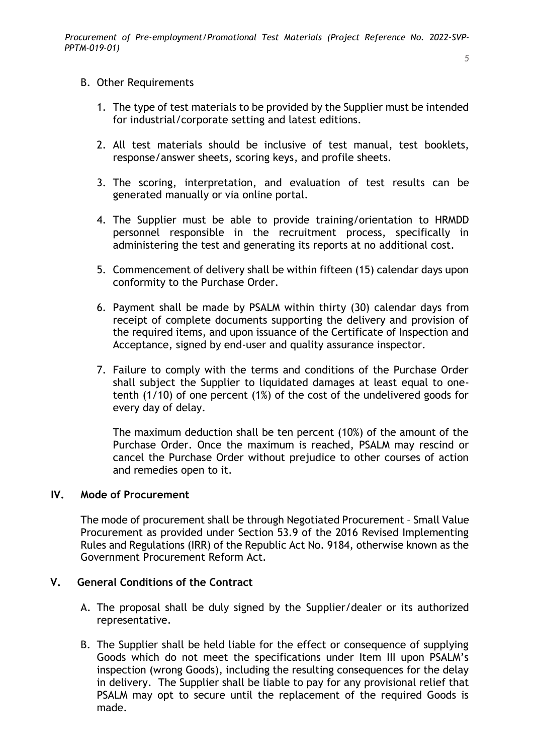B. Other Requirements

1. The type of test materials to be provided by the Supplier must be intended for industrial/corporate setting and latest editions.

2. All test materials should be inclusive of test manual, test booklets, response/answer sheets, scoring keys, and profile sheets.

3. The scoring, interpretation, and evaluation of test results can be generated manually or via online portal.

4. The Supplier must be able to provide training/orientation to HRMDD personnel responsible in the recruitment process, specifically in administering the test and generating its reports at no additional cost.

5. Commencement of delivery shall be within fifteen (15) calendar days upon conformity to the Purchase Order.

6. Payment shall be made by PSALM within thirty (30) calendar days from receipt of complete documents supporting the delivery and provision of the required items, and upon issuance of the Certificate of Inspection and Acceptance, signed by end-user and quality assurance inspector.

7. Failure to comply with the terms and conditions of the Purchase Order shall subject the Supplier to liquidated damages at least equal to one-tenth (1/10) of one percent (1%) of the cost of the undelivered goods for every day of delay.

   The maximum deduction shall be ten percent (10%) of the amount of the Purchase Order. Once the maximum is reached, PSALM may rescind or cancel the Purchase Order without prejudice to other courses of action and remedies open to it.

## IV. Mode of Procurement

The mode of procurement shall be through Negotiated Procurement – Small Value Procurement as provided under Section 53.9 of the 2016 Revised Implementing Rules and Regulations (IRR) of the Republic Act No. 9184, otherwise known as the Government Procurement Reform Act.

## V. General Conditions of the Contract

A. The proposal shall be duly signed by the Supplier/dealer or its authorized representative.

B. The Supplier shall be held liable for the effect or consequence of supplying Goods which do not meet the specifications under Item III upon PSALM's inspection (wrong Goods), including the resulting consequences for the delay in delivery. The Supplier shall be liable to pay for any provisional relief that PSALM may opt to secure until the replacement of the required Goods is made.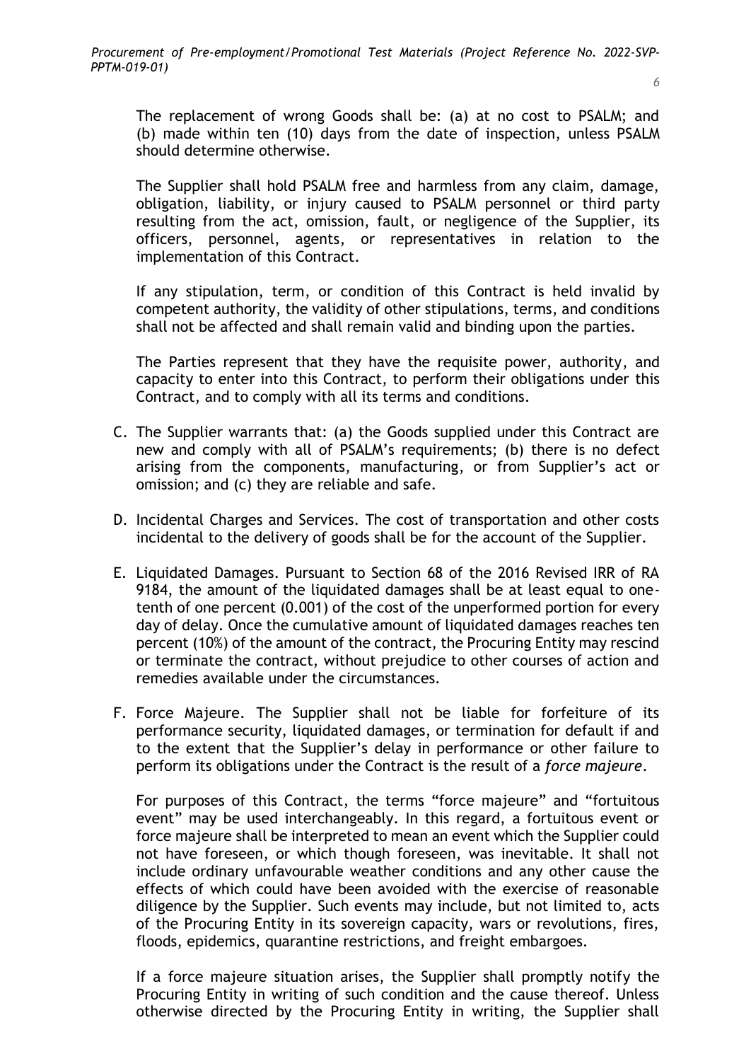The replacement of wrong Goods shall be: (a) at no cost to PSALM; and (b) made within ten (10) days from the date of inspection, unless PSALM should determine otherwise.

The Supplier shall hold PSALM free and harmless from any claim, damage, obligation, liability, or injury caused to PSALM personnel or third party resulting from the act, omission, fault, or negligence of the Supplier, its officers, personnel, agents, or representatives in relation to the implementation of this Contract.

If any stipulation, term, or condition of this Contract is held invalid by competent authority, the validity of other stipulations, terms, and conditions shall not be affected and shall remain valid and binding upon the parties.

The Parties represent that they have the requisite power, authority, and capacity to enter into this Contract, to perform their obligations under this Contract, and to comply with all its terms and conditions.

C. The Supplier warrants that: (a) the Goods supplied under this Contract are new and comply with all of PSALM's requirements; (b) there is no defect arising from the components, manufacturing, or from Supplier's act or omission; and (c) they are reliable and safe.

D. Incidental Charges and Services. The cost of transportation and other costs incidental to the delivery of goods shall be for the account of the Supplier.

E. Liquidated Damages. Pursuant to Section 68 of the 2016 Revised IRR of RA 9184, the amount of the liquidated damages shall be at least equal to one-tenth of one percent (0.001) of the cost of the unperformed portion for every day of delay. Once the cumulative amount of liquidated damages reaches ten percent (10%) of the amount of the contract, the Procuring Entity may rescind or terminate the contract, without prejudice to other courses of action and remedies available under the circumstances.

F. Force Majeure. The Supplier shall not be liable for forfeiture of its performance security, liquidated damages, or termination for default if and to the extent that the Supplier's delay in performance or other failure to perform its obligations under the Contract is the result of a *force majeure*.

For purposes of this Contract, the terms "force majeure" and "fortuitous event" may be used interchangeably. In this regard, a fortuitous event or force majeure shall be interpreted to mean an event which the Supplier could not have foreseen, or which though foreseen, was inevitable. It shall not include ordinary unfavourable weather conditions and any other cause the effects of which could have been avoided with the exercise of reasonable diligence by the Supplier. Such events may include, but not limited to, acts of the Procuring Entity in its sovereign capacity, wars or revolutions, fires, floods, epidemics, quarantine restrictions, and freight embargoes.

If a force majeure situation arises, the Supplier shall promptly notify the Procuring Entity in writing of such condition and the cause thereof. Unless otherwise directed by the Procuring Entity in writing, the Supplier shall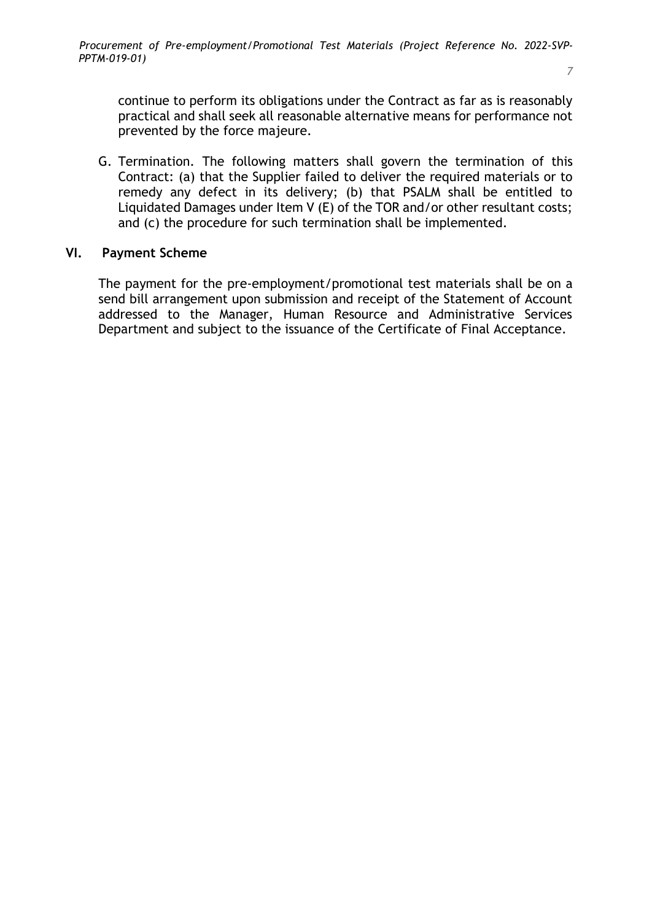continue to perform its obligations under the Contract as far as is reasonably practical and shall seek all reasonable alternative means for performance not prevented by the force majeure.

G. Termination. The following matters shall govern the termination of this Contract: (a) that the Supplier failed to deliver the required materials or to remedy any defect in its delivery; (b) that PSALM shall be entitled to Liquidated Damages under Item V (E) of the TOR and/or other resultant costs; and (c) the procedure for such termination shall be implemented.

## VI. Payment Scheme

The payment for the pre-employment/promotional test materials shall be on a send bill arrangement upon submission and receipt of the Statement of Account addressed to the Manager, Human Resource and Administrative Services Department and subject to the issuance of the Certificate of Final Acceptance.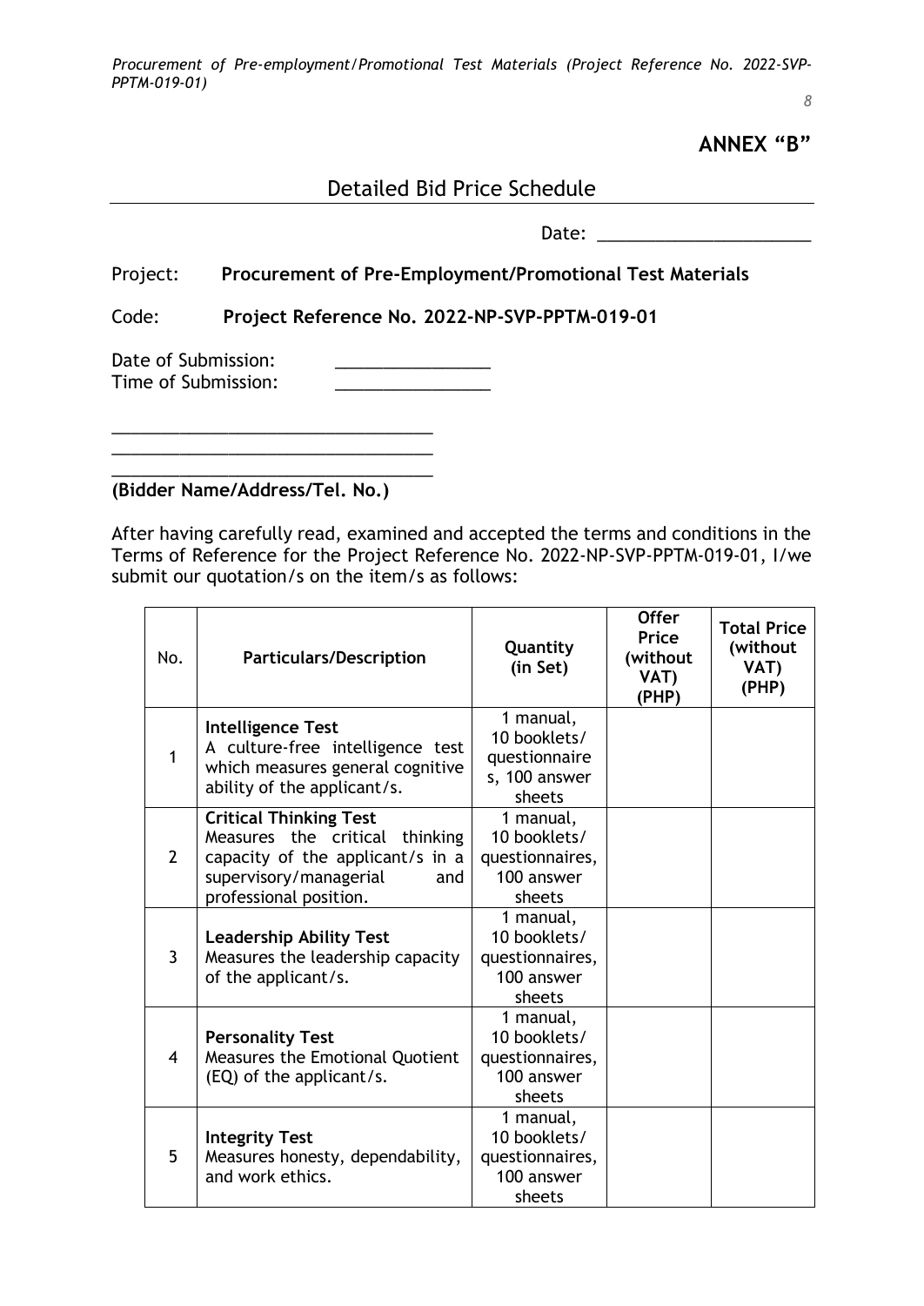## ANNEX "B"

### Detailed Bid Price Schedule

Date: ______________________

Project: **Procurement of Pre-Employment/Promotional Test Materials**

Code: **Project Reference No. 2022-NP-SVP-PPTM-019-01**

Date of Submission: ________________
Time of Submission: ________________

__________________________________
__________________________________
__________________________________
**(Bidder Name/Address/Tel. No.)**

After having carefully read, examined and accepted the terms and conditions in the Terms of Reference for the Project Reference No. 2022-NP-SVP-PPTM-019-01, I/we submit our quotation/s on the item/s as follows:

| No. | Particulars/Description | Quantity (in Set) | Offer Price (without VAT) (PHP) | Total Price (without VAT) (PHP) |
|---|---|---|---|---|
| 1 | **Intelligence Test** A culture-free intelligence test which measures general cognitive ability of the applicant/s. | 1 manual, 10 booklets/ questionnaires, 100 answer sheets | | |
| 2 | **Critical Thinking Test** Measures the critical thinking capacity of the applicant/s in a supervisory/managerial and professional position. | 1 manual, 10 booklets/ questionnaires, 100 answer sheets | | |
| 3 | **Leadership Ability Test** Measures the leadership capacity of the applicant/s. | 1 manual, 10 booklets/ questionnaires, 100 answer sheets | | |
| 4 | **Personality Test** Measures the Emotional Quotient (EQ) of the applicant/s. | 1 manual, 10 booklets/ questionnaires, 100 answer sheets | | |
| 5 | **Integrity Test** Measures honesty, dependability, and work ethics. | 1 manual, 10 booklets/ questionnaires, 100 answer sheets | | |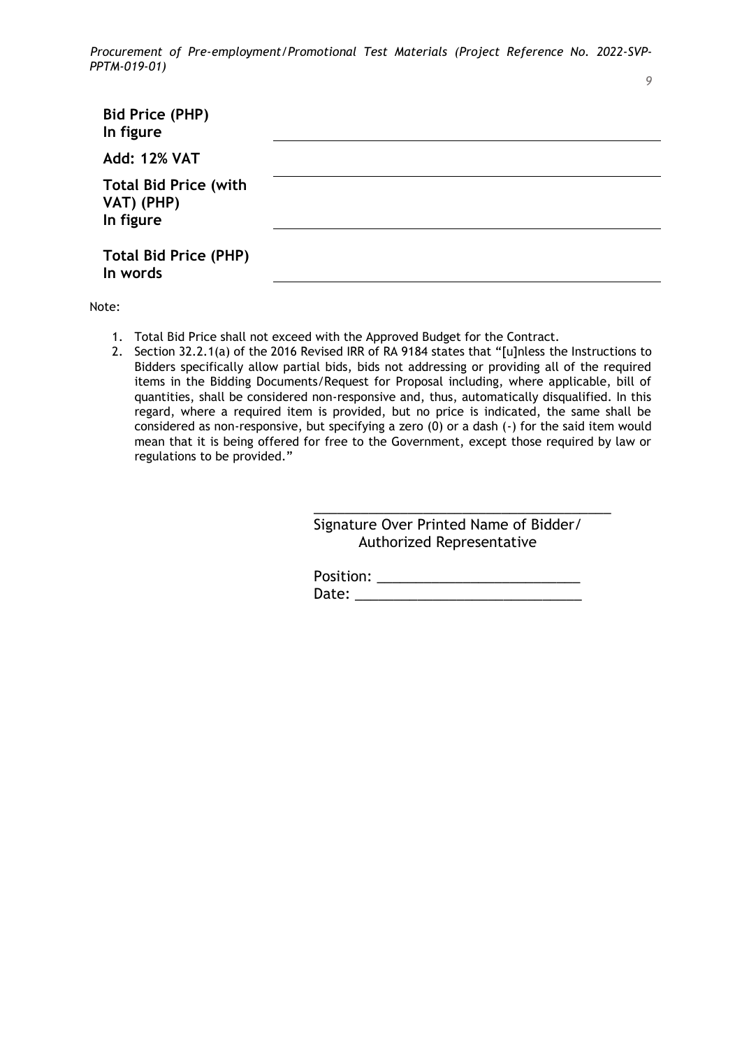| | |
|---|---|
| **Bid Price (PHP)**<br>**In figure** | |
| **Add: 12% VAT** | |
| **Total Bid Price (with VAT) (PHP)**<br>**In figure** | |
| **Total Bid Price (PHP)**<br>**In words** | |

Note:

1. Total Bid Price shall not exceed with the Approved Budget for the Contract.
2. Section 32.2.1(a) of the 2016 Revised IRR of RA 9184 states that "[u]nless the Instructions to Bidders specifically allow partial bids, bids not addressing or providing all of the required items in the Bidding Documents/Request for Proposal including, where applicable, bill of quantities, shall be considered non-responsive and, thus, automatically disqualified. In this regard, where a required item is provided, but no price is indicated, the same shall be considered as non-responsive, but specifying a zero (0) or a dash (-) for the said item would mean that it is being offered for free to the Government, except those required by law or regulations to be provided."

\_\_\_\_\_\_\_\_\_\_\_\_\_\_\_\_\_\_\_\_\_\_\_\_\_\_\_\_\_\_\_\_\_\_\_\_\_\_\_\_

Signature Over Printed Name of Bidder/
Authorized Representative

Position: \_\_\_\_\_\_\_\_\_\_\_\_\_\_\_\_\_\_\_\_\_\_\_\_\_\_

Date: \_\_\_\_\_\_\_\_\_\_\_\_\_\_\_\_\_\_\_\_\_\_\_\_\_\_\_\_\_\_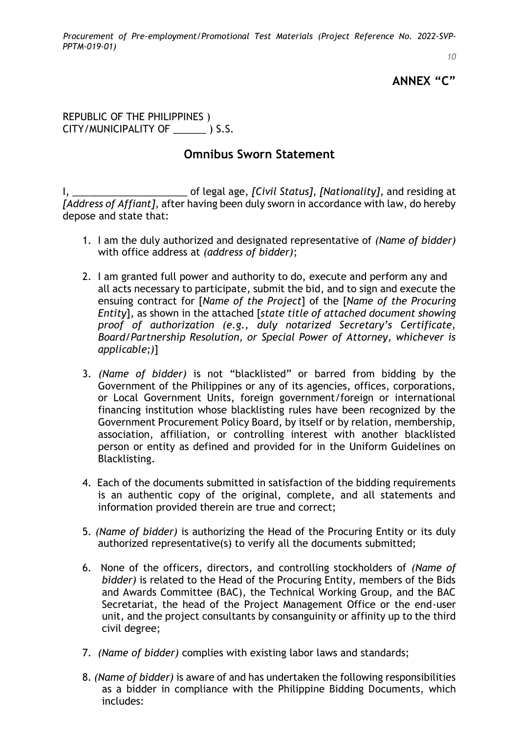## ANNEX "C"

REPUBLIC OF THE PHILIPPINES )
CITY/MUNICIPALITY OF ______ ) S.S.

## Omnibus Sworn Statement

I, _____________________ of legal age, *[Civil Status]*, *[Nationality]*, and residing at *[Address of Affiant]*, after having been duly sworn in accordance with law, do hereby depose and state that:

1. I am the duly authorized and designated representative of *(Name of bidder)* with office address at *(address of bidder)*;

2. I am granted full power and authority to do, execute and perform any and all acts necessary to participate, submit the bid, and to sign and execute the ensuing contract for [*Name of the Project*] of the [*Name of the Procuring Entity*], as shown in the attached [*state title of attached document showing proof of authorization (e.g., duly notarized Secretary's Certificate, Board/Partnership Resolution, or Special Power of Attorney, whichever is applicable;)*]

3. *(Name of bidder)* is not "blacklisted" or barred from bidding by the Government of the Philippines or any of its agencies, offices, corporations, or Local Government Units, foreign government/foreign or international financing institution whose blacklisting rules have been recognized by the Government Procurement Policy Board, by itself or by relation, membership, association, affiliation, or controlling interest with another blacklisted person or entity as defined and provided for in the Uniform Guidelines on Blacklisting.

4. Each of the documents submitted in satisfaction of the bidding requirements is an authentic copy of the original, complete, and all statements and information provided therein are true and correct;

5. *(Name of bidder)* is authorizing the Head of the Procuring Entity or its duly authorized representative(s) to verify all the documents submitted;

6. None of the officers, directors, and controlling stockholders of *(Name of bidder)* is related to the Head of the Procuring Entity, members of the Bids and Awards Committee (BAC), the Technical Working Group, and the BAC Secretariat, the head of the Project Management Office or the end-user unit, and the project consultants by consanguinity or affinity up to the third civil degree;

7. *(Name of bidder)* complies with existing labor laws and standards;

8. *(Name of bidder)* is aware of and has undertaken the following responsibilities as a bidder in compliance with the Philippine Bidding Documents, which includes: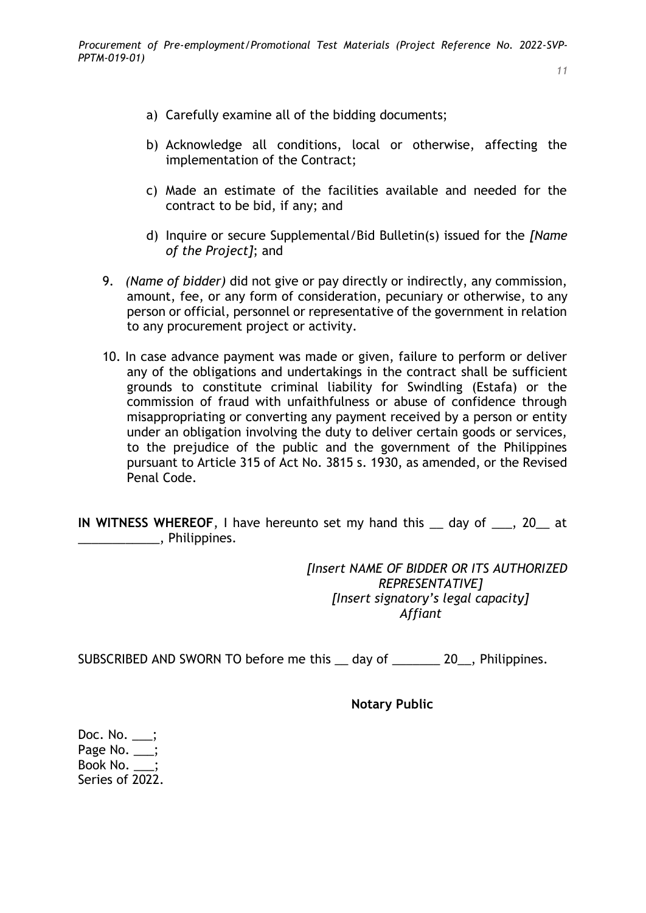a) Carefully examine all of the bidding documents;

b) Acknowledge all conditions, local or otherwise, affecting the implementation of the Contract;

c) Made an estimate of the facilities available and needed for the contract to be bid, if any; and

d) Inquire or secure Supplemental/Bid Bulletin(s) issued for the *[Name of the Project]*; and

9. *(Name of bidder)* did not give or pay directly or indirectly, any commission, amount, fee, or any form of consideration, pecuniary or otherwise, to any person or official, personnel or representative of the government in relation to any procurement project or activity.

10. In case advance payment was made or given, failure to perform or deliver any of the obligations and undertakings in the contract shall be sufficient grounds to constitute criminal liability for Swindling (Estafa) or the commission of fraud with unfaithfulness or abuse of confidence through misappropriating or converting any payment received by a person or entity under an obligation involving the duty to deliver certain goods or services, to the prejudice of the public and the government of the Philippines pursuant to Article 315 of Act No. 3815 s. 1930, as amended, or the Revised Penal Code.

**IN WITNESS WHEREOF**, I have hereunto set my hand this __ day of ___, 20__ at ____________, Philippines.

*[Insert NAME OF BIDDER OR ITS AUTHORIZED REPRESENTATIVE]*
*[Insert signatory's legal capacity]*
*Affiant*

SUBSCRIBED AND SWORN TO before me this __ day of _______ 20__, Philippines.

**Notary Public**

Doc. No. ___;
Page No. ___;
Book No. ___;
Series of 2022.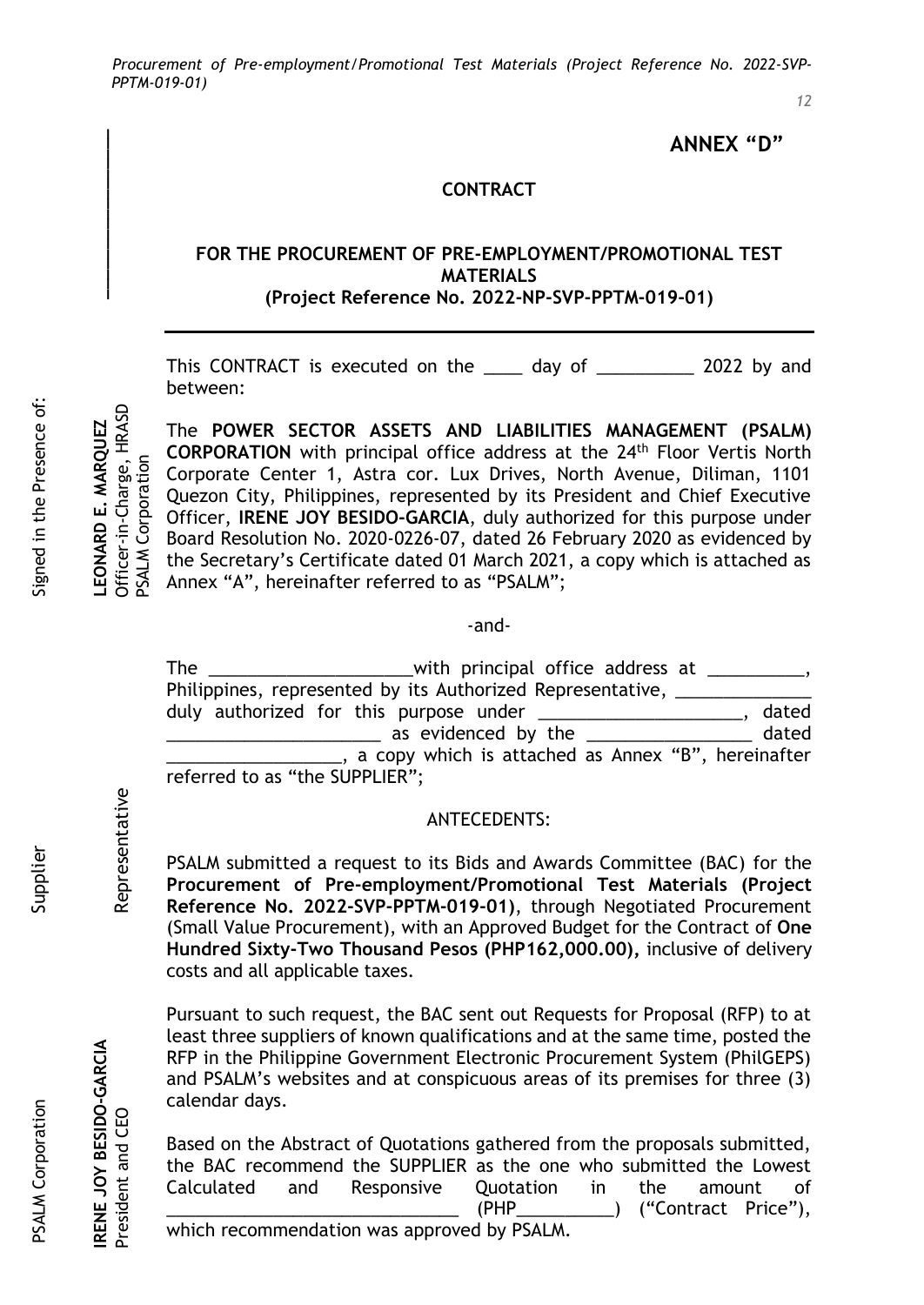**ANNEX "D"**

**CONTRACT**

**FOR THE PROCUREMENT OF PRE-EMPLOYMENT/PROMOTIONAL TEST MATERIALS**
**(Project Reference No. 2022-NP-SVP-PPTM-019-01)**

---

This CONTRACT is executed on the ____ day of __________ 2022 by and between:

The **POWER SECTOR ASSETS AND LIABILITIES MANAGEMENT (PSALM) CORPORATION** with principal office address at the 24th Floor Vertis North Corporate Center 1, Astra cor. Lux Drives, North Avenue, Diliman, 1101 Quezon City, Philippines, represented by its President and Chief Executive Officer, **IRENE JOY BESIDO-GARCIA**, duly authorized for this purpose under Board Resolution No. 2020-0226-07, dated 26 February 2020 as evidenced by the Secretary's Certificate dated 01 March 2021, a copy which is attached as Annex "A", hereinafter referred to as "PSALM";

-and-

The _____________________with principal office address at __________, Philippines, represented by its Authorized Representative, ______________ duly authorized for this purpose under _____________________, dated ______________________ as evidenced by the _________________ dated __________________, a copy which is attached as Annex "B", hereinafter referred to as "the SUPPLIER";

ANTECEDENTS:

PSALM submitted a request to its Bids and Awards Committee (BAC) for the **Procurement of Pre-employment/Promotional Test Materials (Project Reference No. 2022-SVP-PPTM-019-01)**, through Negotiated Procurement (Small Value Procurement), with an Approved Budget for the Contract of **One Hundred Sixty-Two Thousand Pesos (PHP162,000.00),** inclusive of delivery costs and all applicable taxes.

Pursuant to such request, the BAC sent out Requests for Proposal (RFP) to at least three suppliers of known qualifications and at the same time, posted the RFP in the Philippine Government Electronic Procurement System (PhilGEPS) and PSALM's websites and at conspicuous areas of its premises for three (3) calendar days.

Based on the Abstract of Quotations gathered from the proposals submitted, the BAC recommend the SUPPLIER as the one who submitted the Lowest Calculated and Responsive Quotation in the amount of _______________________________ (PHP__________) ("Contract Price"), which recommendation was approved by PSALM.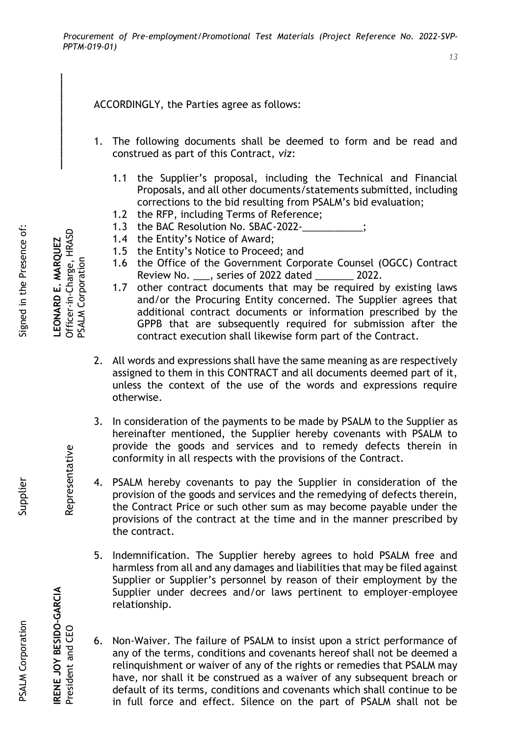ACCORDINGLY, the Parties agree as follows:

1. The following documents shall be deemed to form and be read and construed as part of this Contract, *viz*:

   1.1 the Supplier's proposal, including the Technical and Financial Proposals, and all other documents/statements submitted, including corrections to the bid resulting from PSALM's bid evaluation;
   1.2 the RFP, including Terms of Reference;
   1.3 the BAC Resolution No. SBAC-2022-___________;
   1.4 the Entity's Notice of Award;
   1.5 the Entity's Notice to Proceed; and
   1.6 the Office of the Government Corporate Counsel (OGCC) Contract Review No. ___, series of 2022 dated _______ 2022.
   1.7 other contract documents that may be required by existing laws and/or the Procuring Entity concerned. The Supplier agrees that additional contract documents or information prescribed by the GPPB that are subsequently required for submission after the contract execution shall likewise form part of the Contract.

2. All words and expressions shall have the same meaning as are respectively assigned to them in this CONTRACT and all documents deemed part of it, unless the context of the use of the words and expressions require otherwise.

3. In consideration of the payments to be made by PSALM to the Supplier as hereinafter mentioned, the Supplier hereby covenants with PSALM to provide the goods and services and to remedy defects therein in conformity in all respects with the provisions of the Contract.

4. PSALM hereby covenants to pay the Supplier in consideration of the provision of the goods and services and the remedying of defects therein, the Contract Price or such other sum as may become payable under the provisions of the contract at the time and in the manner prescribed by the contract.

5. Indemnification. The Supplier hereby agrees to hold PSALM free and harmless from all and any damages and liabilities that may be filed against Supplier or Supplier's personnel by reason of their employment by the Supplier under decrees and/or laws pertinent to employer-employee relationship.

6. Non-Waiver. The failure of PSALM to insist upon a strict performance of any of the terms, conditions and covenants hereof shall not be deemed a relinquishment or waiver of any of the rights or remedies that PSALM may have, nor shall it be construed as a waiver of any subsequent breach or default of its terms, conditions and covenants which shall continue to be in full force and effect. Silence on the part of PSALM shall not be

| PSALM Corporation | Supplier | Signed in the Presence of: |
|---|---|---|
| **IRENE JOY BESIDO-GARCIA** President and CEO | Representative | **LEONARD E. MARQUEZ** Officer-in-Charge, HRASD PSALM Corporation |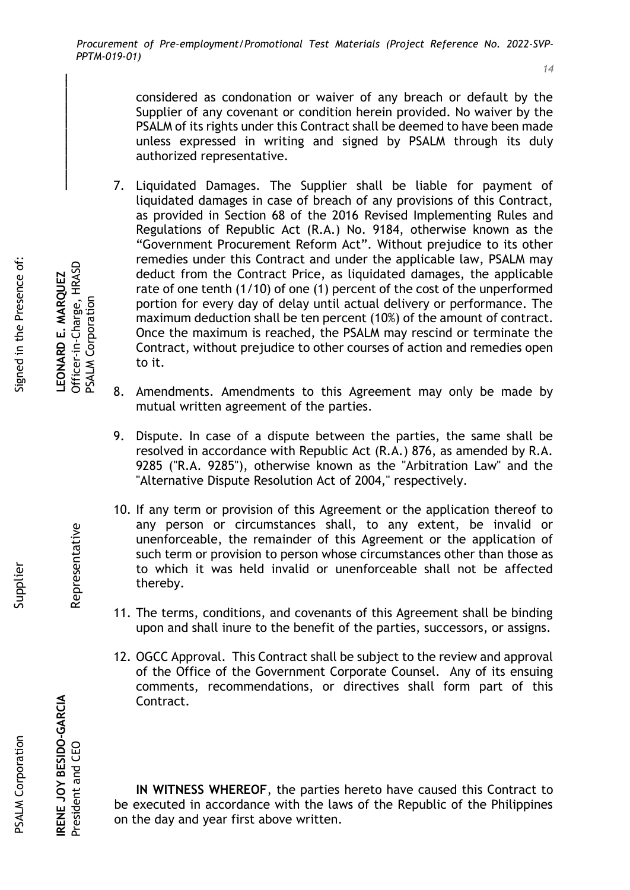considered as condonation or waiver of any breach or default by the Supplier of any covenant or condition herein provided. No waiver by the PSALM of its rights under this Contract shall be deemed to have been made unless expressed in writing and signed by PSALM through its duly authorized representative.

7. Liquidated Damages. The Supplier shall be liable for payment of liquidated damages in case of breach of any provisions of this Contract, as provided in Section 68 of the 2016 Revised Implementing Rules and Regulations of Republic Act (R.A.) No. 9184, otherwise known as the "Government Procurement Reform Act". Without prejudice to its other remedies under this Contract and under the applicable law, PSALM may deduct from the Contract Price, as liquidated damages, the applicable rate of one tenth (1/10) of one (1) percent of the cost of the unperformed portion for every day of delay until actual delivery or performance. The maximum deduction shall be ten percent (10%) of the amount of contract. Once the maximum is reached, the PSALM may rescind or terminate the Contract, without prejudice to other courses of action and remedies open to it.

8. Amendments. Amendments to this Agreement may only be made by mutual written agreement of the parties.

9. Dispute. In case of a dispute between the parties, the same shall be resolved in accordance with Republic Act (R.A.) 876, as amended by R.A. 9285 ("R.A. 9285"), otherwise known as the "Arbitration Law" and the "Alternative Dispute Resolution Act of 2004," respectively.

10. If any term or provision of this Agreement or the application thereof to any person or circumstances shall, to any extent, be invalid or unenforceable, the remainder of this Agreement or the application of such term or provision to person whose circumstances other than those as to which it was held invalid or unenforceable shall not be affected thereby.

11. The terms, conditions, and covenants of this Agreement shall be binding upon and shall inure to the benefit of the parties, successors, or assigns.

12. OGCC Approval. This Contract shall be subject to the review and approval of the Office of the Government Corporate Counsel. Any of its ensuing comments, recommendations, or directives shall form part of this Contract.

**IN WITNESS WHEREOF**, the parties hereto have caused this Contract to be executed in accordance with the laws of the Republic of the Philippines on the day and year first above written.

PSALM Corporation

**IRENE JOY BESIDO-GARCIA**
President and CEO

Supplier

Representative

Signed in the Presence of:

**LEONARD E. MARQUEZ**
Officer-in-Charge, HRASD
PSALM Corporation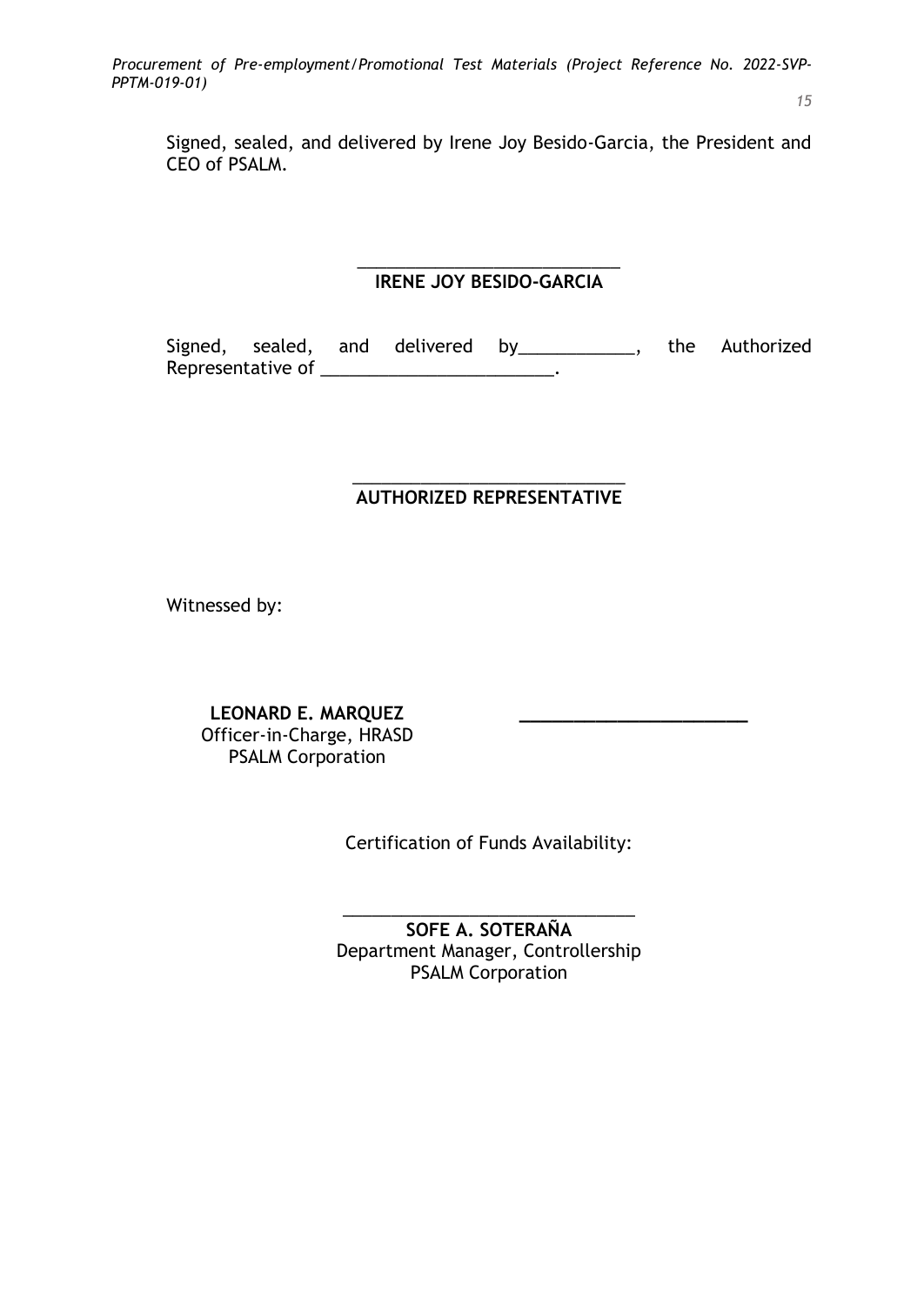Signed, sealed, and delivered by Irene Joy Besido-Garcia, the President and CEO of PSALM.

\_\_\_\_\_\_\_\_\_\_\_\_\_\_\_\_\_\_\_\_\_\_\_\_\_\_\_\_
**IRENE JOY BESIDO-GARCIA**

Signed, sealed, and delivered by____________, the Authorized Representative of ________________________.

\_\_\_\_\_\_\_\_\_\_\_\_\_\_\_\_\_\_\_\_\_\_\_\_\_\_\_\_\_
**AUTHORIZED REPRESENTATIVE**

Witnessed by:

**LEONARD E. MARQUEZ**
Officer-in-Charge, HRASD
PSALM Corporation

\_\_\_\_\_\_\_\_\_\_\_\_\_\_\_\_\_\_\_\_\_\_\_\_

Certification of Funds Availability:

\_\_\_\_\_\_\_\_\_\_\_\_\_\_\_\_\_\_\_\_\_\_\_\_\_\_\_\_\_\_\_
**SOFE A. SOTERAÑA**
Department Manager, Controllership
PSALM Corporation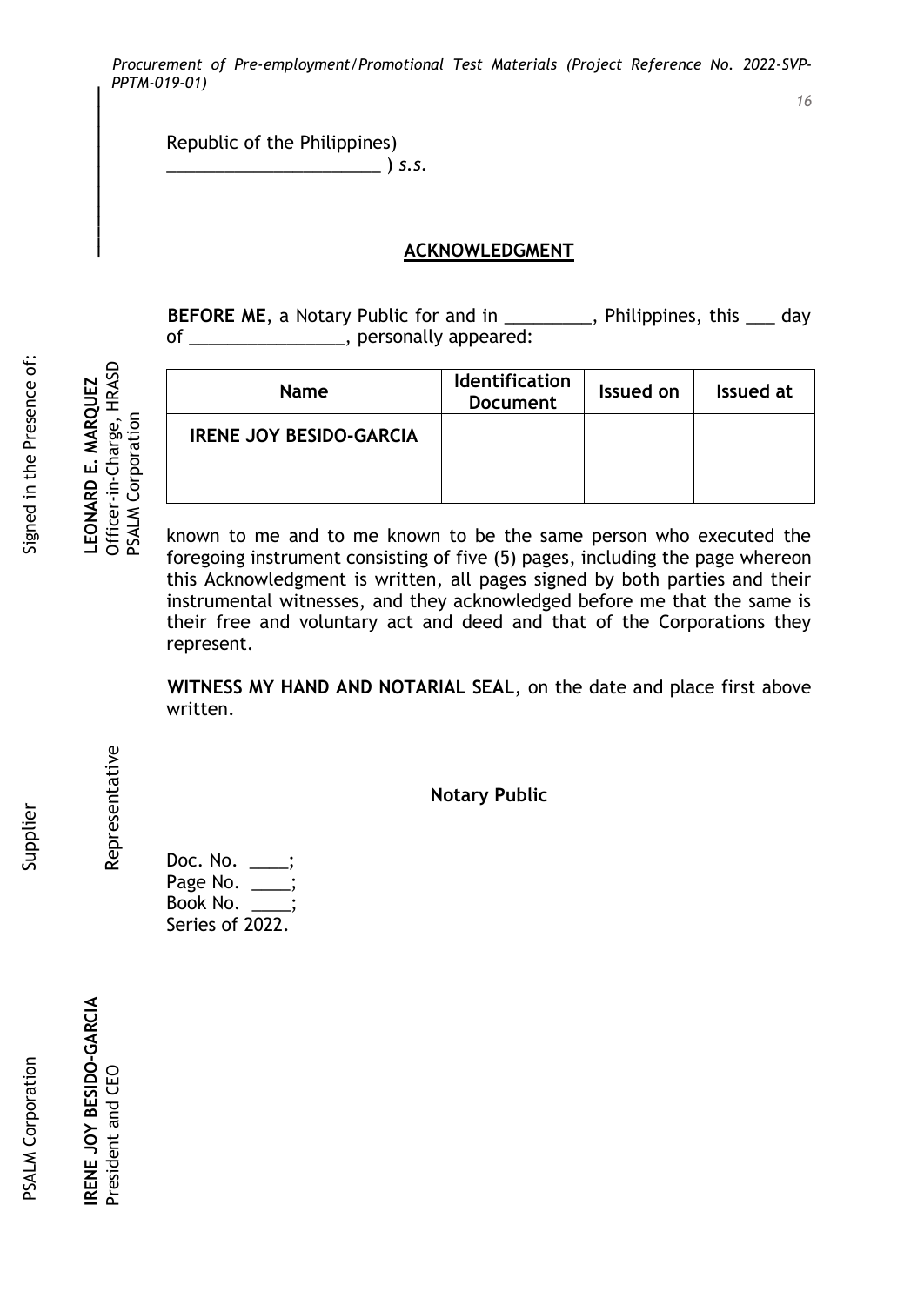Republic of the Philippines)
_______________________ ) *s.s.*

## ACKNOWLEDGMENT

**BEFORE ME**, a Notary Public for and in _________, Philippines, this ___ day of ________________, personally appeared:

| Name | Identification Document | Issued on | Issued at |
|---|---|---|---|
| **IRENE JOY BESIDO-GARCIA** | | | |
| | | | |

known to me and to me known to be the same person who executed the foregoing instrument consisting of five (5) pages, including the page whereon this Acknowledgment is written, all pages signed by both parties and their instrumental witnesses, and they acknowledged before me that the same is their free and voluntary act and deed and that of the Corporations they represent.

**WITNESS MY HAND AND NOTARIAL SEAL**, on the date and place first above written.

**Notary Public**

Doc. No. ____;
Page No. ____;
Book No. ____;
Series of 2022.

PSALM Corporation

**IRENE JOY BESIDO-GARCIA**
President and CEO

Supplier

Representative

Signed in the Presence of:

**LEONARD E. MARQUEZ**
Officer-in-Charge, HRASD
PSALM Corporation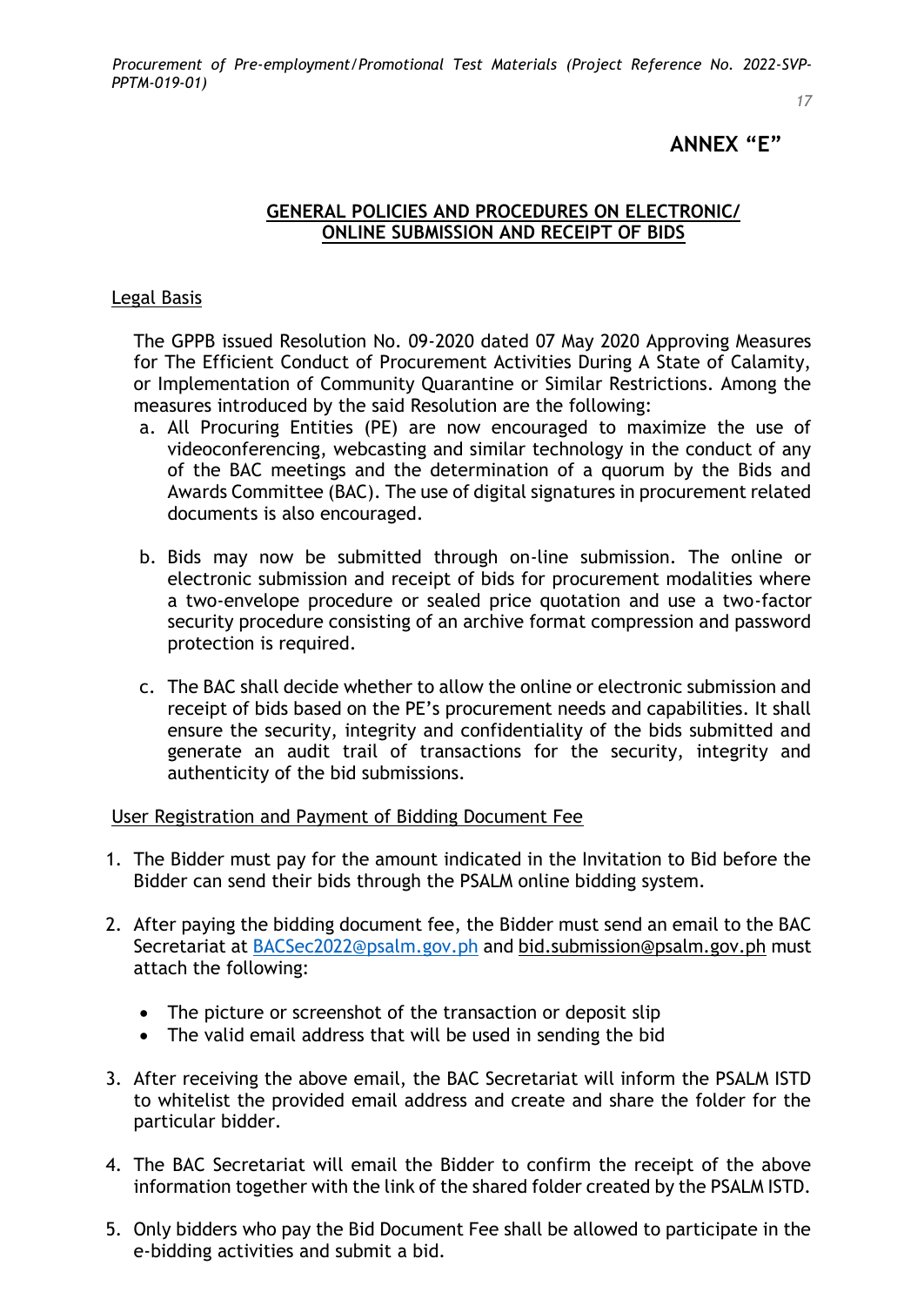## ANNEX "E"

### GENERAL POLICIES AND PROCEDURES ON ELECTRONIC/ ONLINE SUBMISSION AND RECEIPT OF BIDS

Legal Basis

The GPPB issued Resolution No. 09-2020 dated 07 May 2020 Approving Measures for The Efficient Conduct of Procurement Activities During A State of Calamity, or Implementation of Community Quarantine or Similar Restrictions. Among the measures introduced by the said Resolution are the following:

a. All Procuring Entities (PE) are now encouraged to maximize the use of videoconferencing, webcasting and similar technology in the conduct of any of the BAC meetings and the determination of a quorum by the Bids and Awards Committee (BAC). The use of digital signatures in procurement related documents is also encouraged.

b. Bids may now be submitted through on-line submission. The online or electronic submission and receipt of bids for procurement modalities where a two-envelope procedure or sealed price quotation and use a two-factor security procedure consisting of an archive format compression and password protection is required.

c. The BAC shall decide whether to allow the online or electronic submission and receipt of bids based on the PE's procurement needs and capabilities. It shall ensure the security, integrity and confidentiality of the bids submitted and generate an audit trail of transactions for the security, integrity and authenticity of the bid submissions.

User Registration and Payment of Bidding Document Fee

1. The Bidder must pay for the amount indicated in the Invitation to Bid before the Bidder can send their bids through the PSALM online bidding system.

2. After paying the bidding document fee, the Bidder must send an email to the BAC Secretariat at BACSec2022@psalm.gov.ph and bid.submission@psalm.gov.ph must attach the following:

   - The picture or screenshot of the transaction or deposit slip
   - The valid email address that will be used in sending the bid

3. After receiving the above email, the BAC Secretariat will inform the PSALM ISTD to whitelist the provided email address and create and share the folder for the particular bidder.

4. The BAC Secretariat will email the Bidder to confirm the receipt of the above information together with the link of the shared folder created by the PSALM ISTD.

5. Only bidders who pay the Bid Document Fee shall be allowed to participate in the e-bidding activities and submit a bid.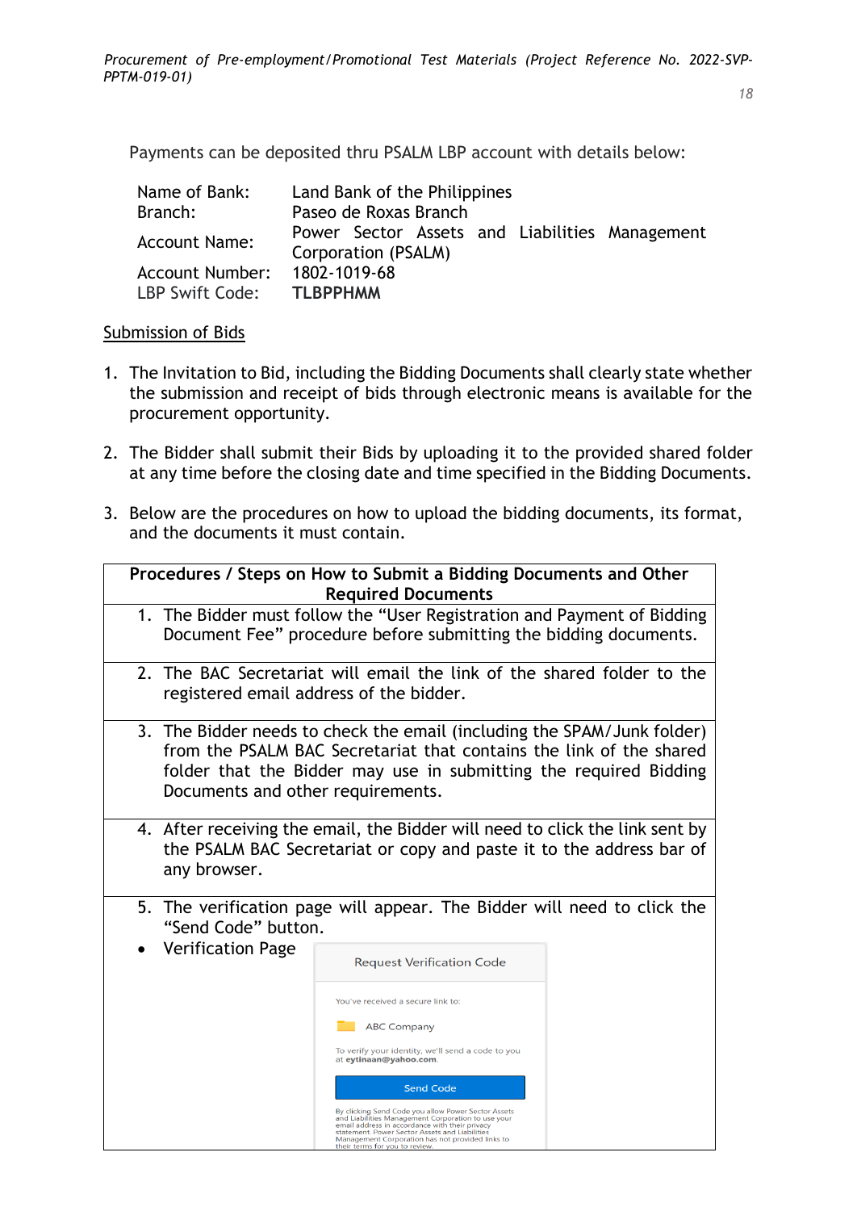Payments can be deposited thru PSALM LBP account with details below:

| | |
|---|---|
| Name of Bank: | Land Bank of the Philippines |
| Branch: | Paseo de Roxas Branch |
| Account Name: | Power Sector Assets and Liabilities Management Corporation (PSALM) |
| Account Number: | 1802-1019-68 |
| LBP Swift Code: | **TLBPPHMM** |

Submission of Bids

1. The Invitation to Bid, including the Bidding Documents shall clearly state whether the submission and receipt of bids through electronic means is available for the procurement opportunity.

2. The Bidder shall submit their Bids by uploading it to the provided shared folder at any time before the closing date and time specified in the Bidding Documents.

3. Below are the procedures on how to upload the bidding documents, its format, and the documents it must contain.

| **Procedures / Steps on How to Submit a Bidding Documents and Other Required Documents** |
|---|
| 1. The Bidder must follow the "User Registration and Payment of Bidding Document Fee" procedure before submitting the bidding documents. |
| 2. The BAC Secretariat will email the link of the shared folder to the registered email address of the bidder. |
| 3. The Bidder needs to check the email (including the SPAM/Junk folder) from the PSALM BAC Secretariat that contains the link of the shared folder that the Bidder may use in submitting the required Bidding Documents and other requirements. |
| 4. After receiving the email, the Bidder will need to click the link sent by the PSALM BAC Secretariat or copy and paste it to the address bar of any browser. |
| 5. The verification page will appear. The Bidder will need to click the "Send Code" button.<br>• Verification Page<br>Request Verification Code<br>You've received a secure link to:<br>ABC Company<br>To verify your identity, we'll send a code to you at **eytinaan@yahoo.com**.<br>Send Code<br>By clicking Send Code you allow Power Sector Assets and Liabilities Management Corporation to use your email address in accordance with their privacy statement. Power Sector Assets and Liabilities Management Corporation has not provided links to their terms for you to review. |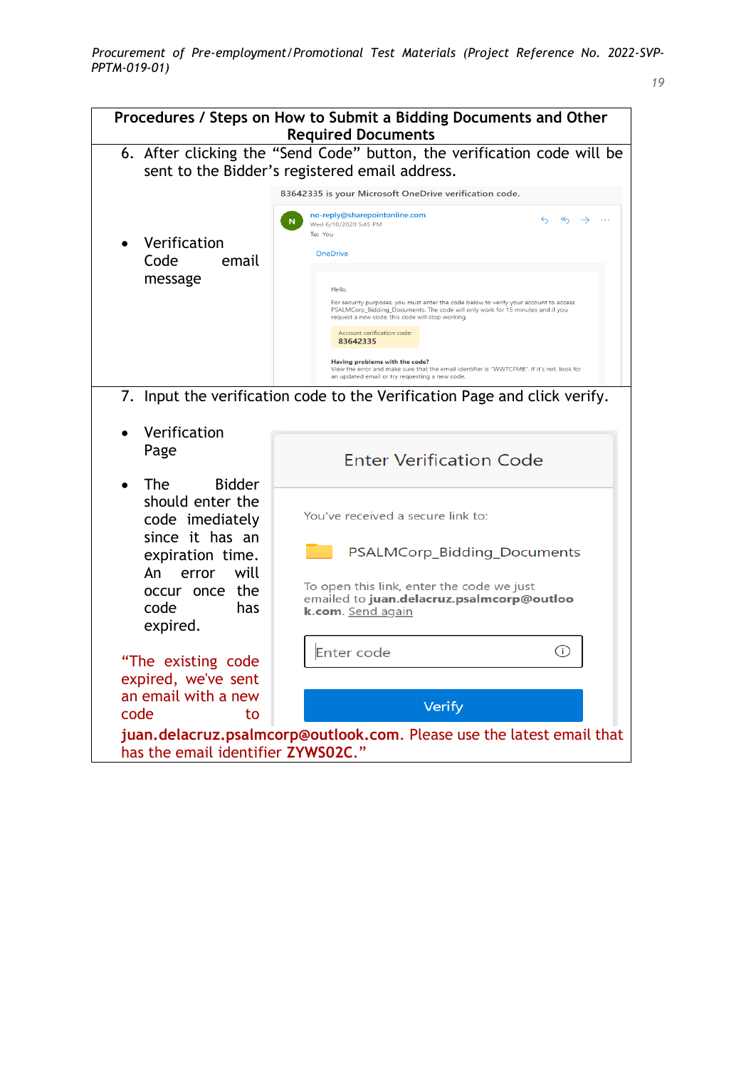| Procedures / Steps on How to Submit a Bidding Documents and Other Required Documents |
|---|
| 6. After clicking the "Send Code" button, the verification code will be sent to the Bidder's registered email address.<br><br>• Verification Code email message |
| 7. Input the verification code to the Verification Page and click verify.<br><br>• Verification Page<br><br>• The Bidder should enter the code imediately since it has an expiration time. An error will occur once the code has expired.<br><br>"The existing code expired, we've sent an email with a new code to **juan.delacruz.psalmcorp@outlook.com**. Please use the latest email that has the email identifier **ZYWS02C**." |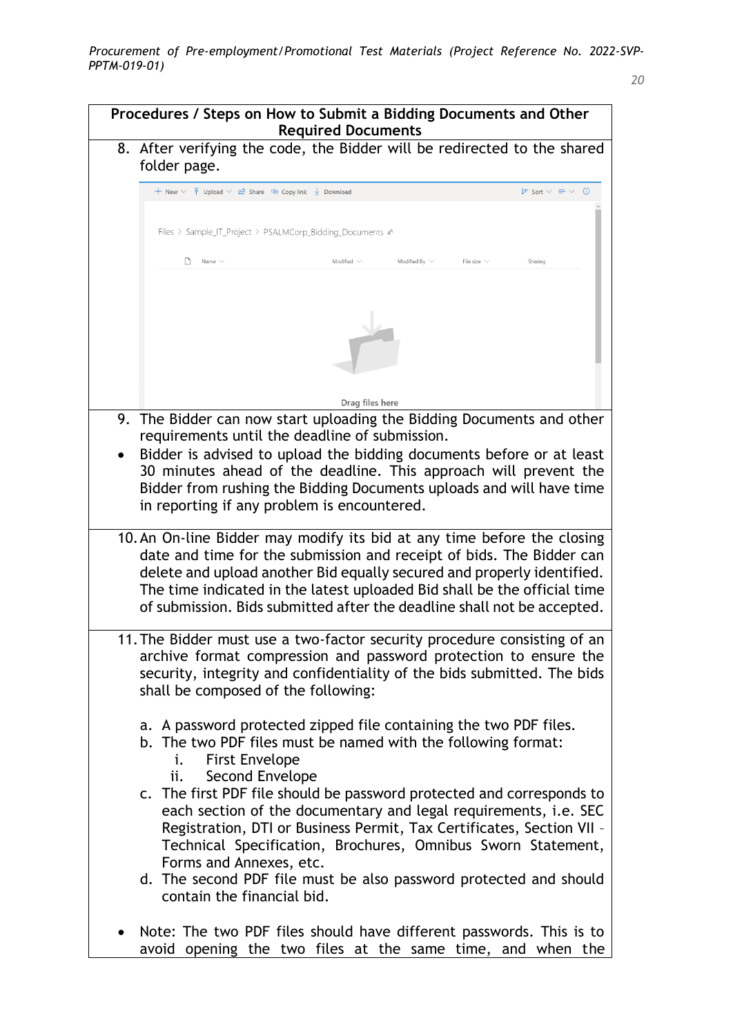**Procedures / Steps on How to Submit a Bidding Documents and Other Required Documents**

8. After verifying the code, the Bidder will be redirected to the shared folder page.

9. The Bidder can now start uploading the Bidding Documents and other requirements until the deadline of submission.

- Bidder is advised to upload the bidding documents before or at least 30 minutes ahead of the deadline. This approach will prevent the Bidder from rushing the Bidding Documents uploads and will have time in reporting if any problem is encountered.

10. An On-line Bidder may modify its bid at any time before the closing date and time for the submission and receipt of bids. The Bidder can delete and upload another Bid equally secured and properly identified. The time indicated in the latest uploaded Bid shall be the official time of submission. Bids submitted after the deadline shall not be accepted.

11. The Bidder must use a two-factor security procedure consisting of an archive format compression and password protection to ensure the security, integrity and confidentiality of the bids submitted. The bids shall be composed of the following:

    a. A password protected zipped file containing the two PDF files.
    b. The two PDF files must be named with the following format:
        i. First Envelope
        ii. Second Envelope
    c. The first PDF file should be password protected and corresponds to each section of the documentary and legal requirements, i.e. SEC Registration, DTI or Business Permit, Tax Certificates, Section VII – Technical Specification, Brochures, Omnibus Sworn Statement, Forms and Annexes, etc.
    d. The second PDF file must be also password protected and should contain the financial bid.

- Note: The two PDF files should have different passwords. This is to avoid opening the two files at the same time, and when the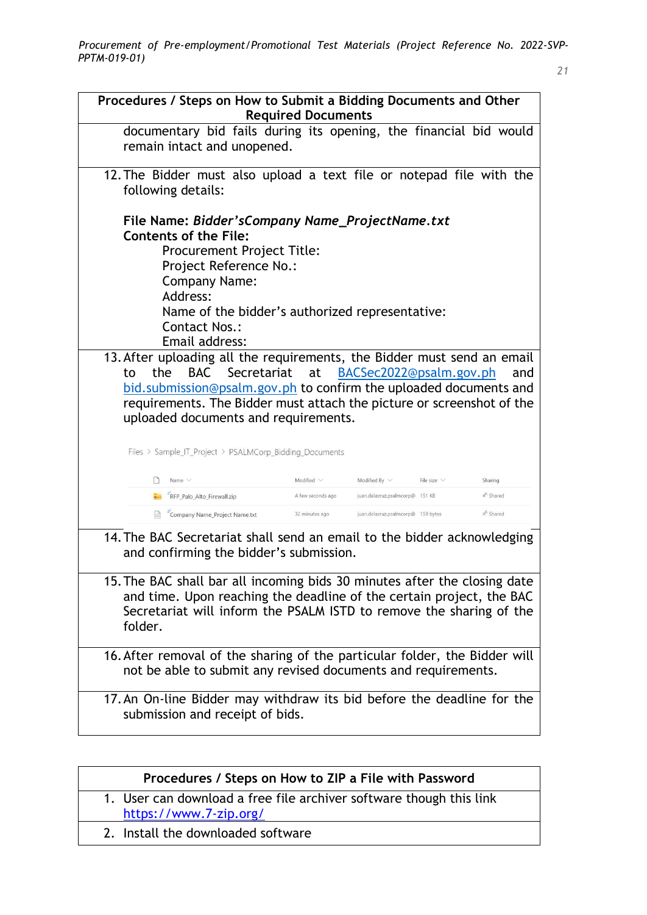| Procedures / Steps on How to Submit a Bidding Documents and Other Required Documents |
|---|
| documentary bid fails during its opening, the financial bid would remain intact and unopened. |
| 12. The Bidder must also upload a text file or notepad file with the following details:<br><br>**File Name: *Bidder'sCompany Name_ProjectName.txt***<br>**Contents of the File:**<br>Procurement Project Title:<br>Project Reference No.:<br>Company Name:<br>Address:<br>Name of the bidder's authorized representative:<br>Contact Nos.:<br>Email address: |
| 13. After uploading all the requirements, the Bidder must send an email to the BAC Secretariat at BACSec2022@psalm.gov.ph and bid.submission@psalm.gov.ph to confirm the uploaded documents and requirements. The Bidder must attach the picture or screenshot of the uploaded documents and requirements.<br><br>Files > Sample_IT_Project > PSALMCorp_Bidding_Documents<br><br>Name · Modified · Modified By · File size · Sharing<br>RFP_Palo_Alto_Firewall.zip · A few seconds ago · juan.delacruz.psalmcorp@ · 151 KB · Shared<br>Company Name_Project Name.txt · 32 minutes ago · juan.delacruz.psalmcorp@ · 159 bytes · Shared |
| 14. The BAC Secretariat shall send an email to the bidder acknowledging and confirming the bidder's submission. |
| 15. The BAC shall bar all incoming bids 30 minutes after the closing date and time. Upon reaching the deadline of the certain project, the BAC Secretariat will inform the PSALM ISTD to remove the sharing of the folder. |
| 16. After removal of the sharing of the particular folder, the Bidder will not be able to submit any revised documents and requirements. |
| 17. An On-line Bidder may withdraw its bid before the deadline for the submission and receipt of bids. |

| Procedures / Steps on How to ZIP a File with Password |
|---|
| 1. User can download a free file archiver software though this link https://www.7-zip.org/ |
| 2. Install the downloaded software |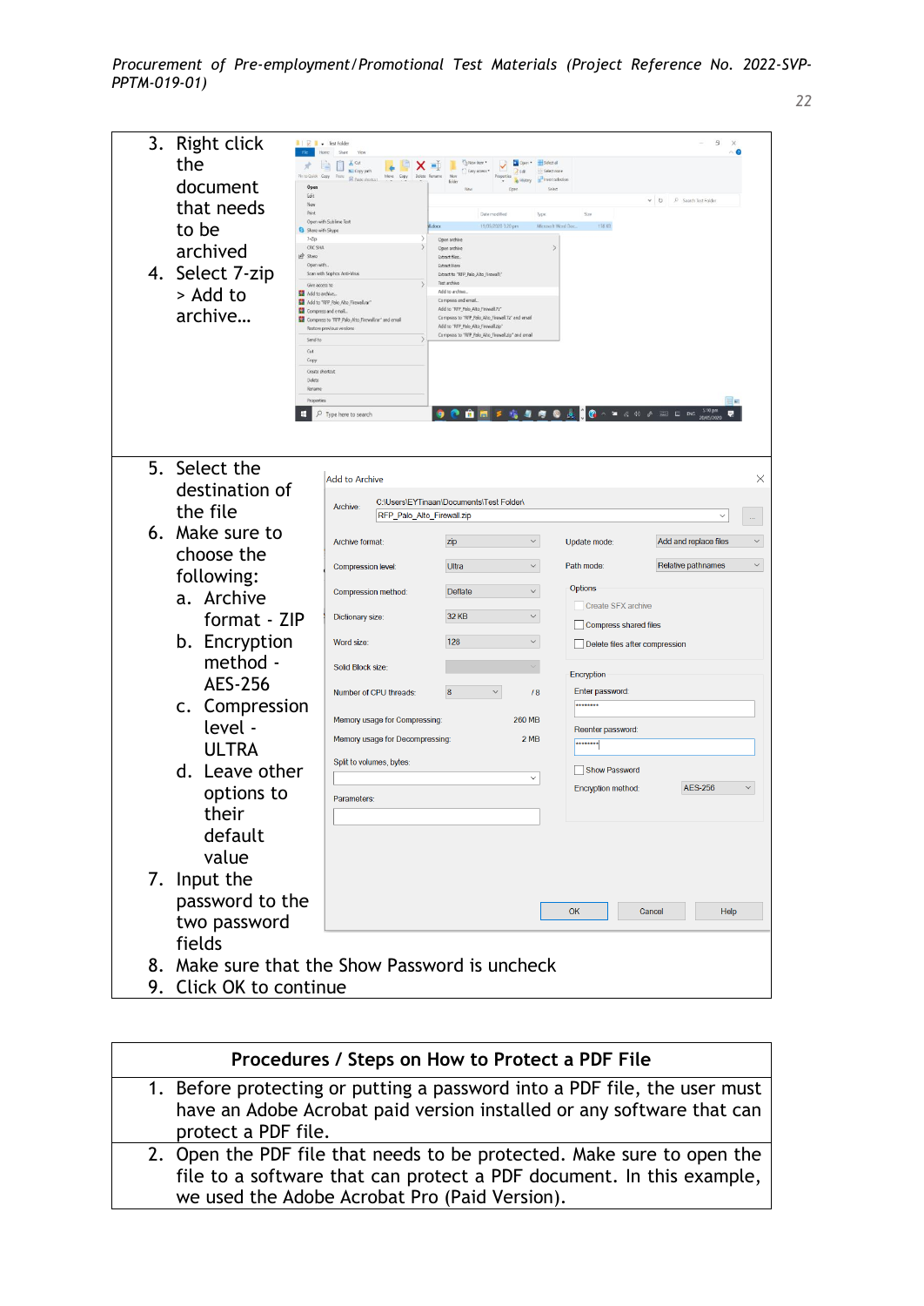| | |
|---|---|
| 3. Right click the document that needs to be archived<br>4. Select 7-zip > Add to archive… | |
| 5. Select the destination of the file<br>6. Make sure to choose the following:<br>a. Archive format - ZIP<br>b. Encryption method - AES-256<br>c. Compression level - ULTRA<br>d. Leave other options to their default value<br>7. Input the password to the two password fields | |
| 8. Make sure that the Show Password is uncheck<br>9. Click OK to continue | |

| Procedures / Steps on How to Protect a PDF File |
|---|
| 1. Before protecting or putting a password into a PDF file, the user must have an Adobe Acrobat paid version installed or any software that can protect a PDF file. |
| 2. Open the PDF file that needs to be protected. Make sure to open the file to a software that can protect a PDF document. In this example, we used the Adobe Acrobat Pro (Paid Version). |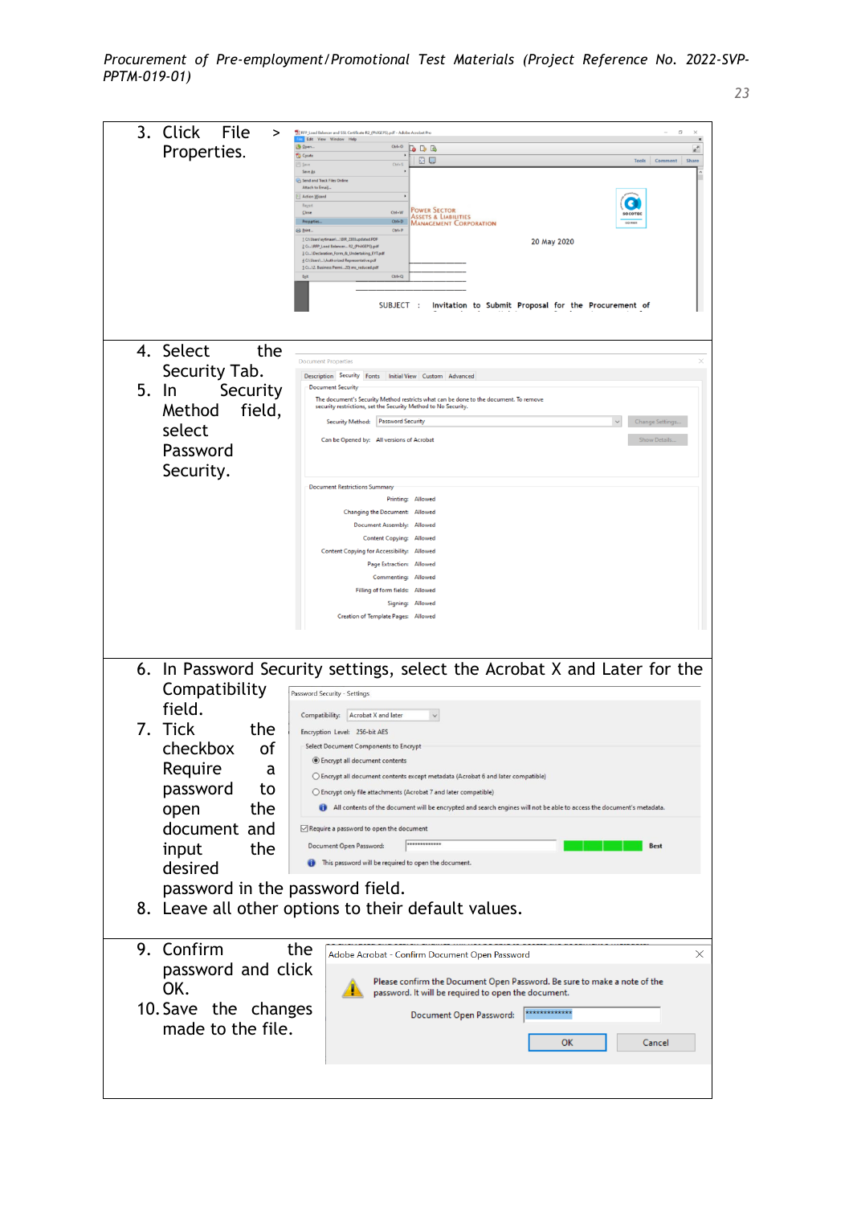3. Click File > Properties.

4. Select the Security Tab.
5. In Security Method field, select Password Security.

6. In Password Security settings, select the Acrobat X and Later for the Compatibility field.
7. Tick the checkbox of Require a password to open the document and input the desired password in the password field.
8. Leave all other options to their default values.

9. Confirm the password and click OK.
10. Save the changes made to the file.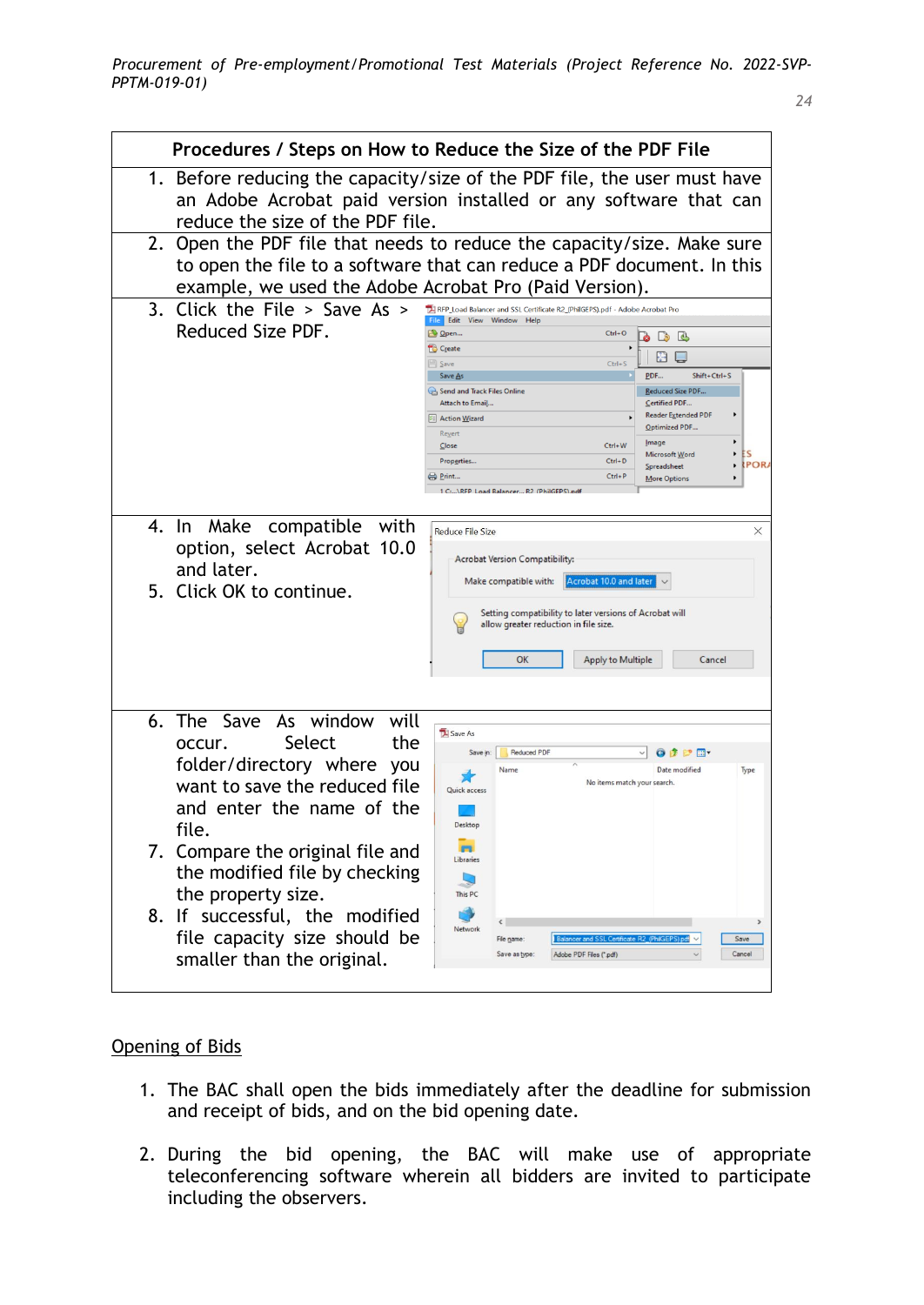| Procedures / Steps on How to Reduce the Size of the PDF File |
|---|
| 1. Before reducing the capacity/size of the PDF file, the user must have an Adobe Acrobat paid version installed or any software that can reduce the size of the PDF file. |
| 2. Open the PDF file that needs to reduce the capacity/size. Make sure to open the file to a software that can reduce a PDF document. In this example, we used the Adobe Acrobat Pro (Paid Version). |
| 3. Click the File > Save As > Reduced Size PDF. |
| 4. In Make compatible with option, select Acrobat 10.0 and later.<br>5. Click OK to continue. |
| 6. The Save As window will occur. Select the folder/directory where you want to save the reduced file and enter the name of the file.<br>7. Compare the original file and the modified file by checking the property size.<br>8. If successful, the modified file capacity size should be smaller than the original. |

## Opening of Bids

1. The BAC shall open the bids immediately after the deadline for submission and receipt of bids, and on the bid opening date.

2. During the bid opening, the BAC will make use of appropriate teleconferencing software wherein all bidders are invited to participate including the observers.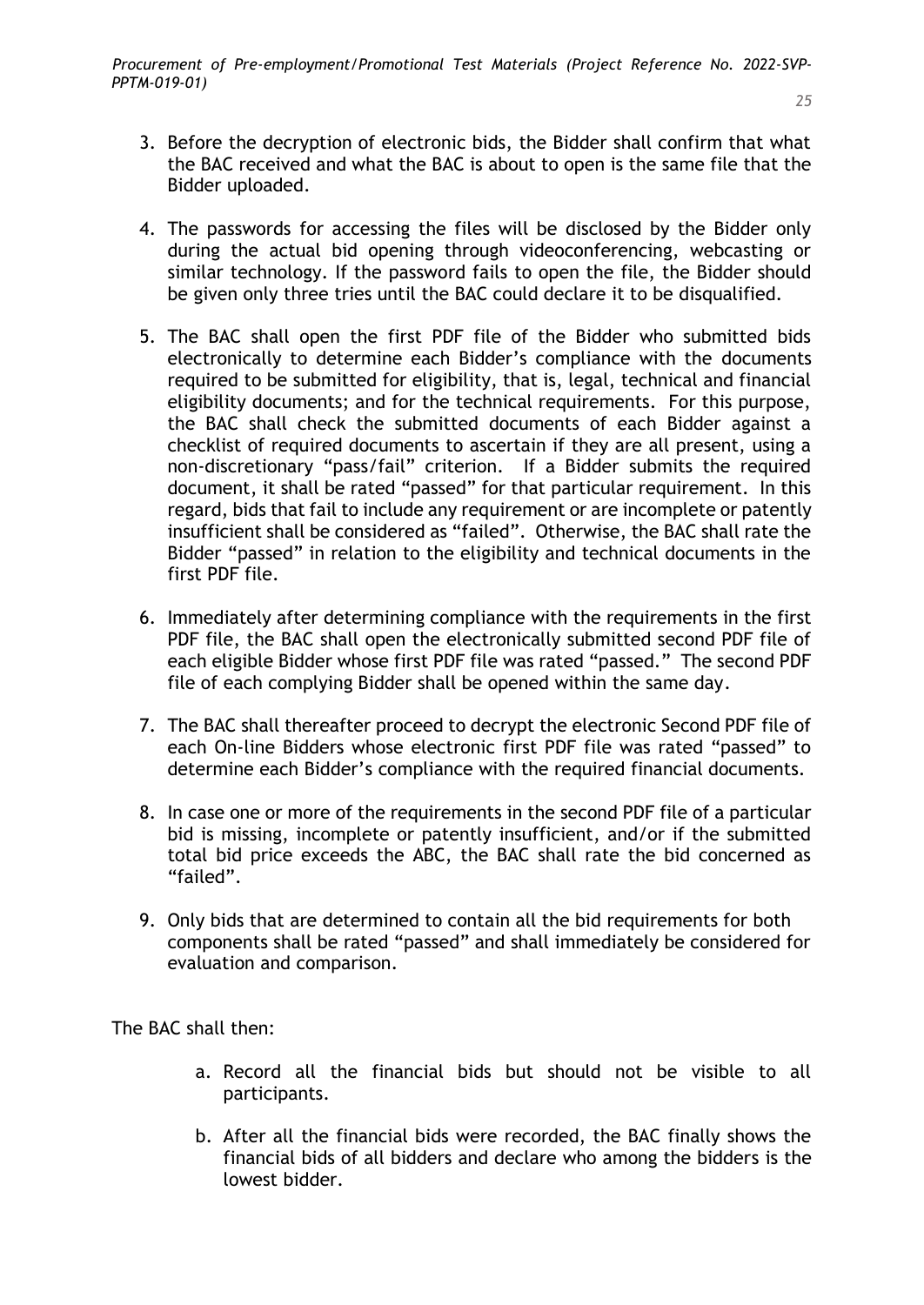3. Before the decryption of electronic bids, the Bidder shall confirm that what the BAC received and what the BAC is about to open is the same file that the Bidder uploaded.

4. The passwords for accessing the files will be disclosed by the Bidder only during the actual bid opening through videoconferencing, webcasting or similar technology. If the password fails to open the file, the Bidder should be given only three tries until the BAC could declare it to be disqualified.

5. The BAC shall open the first PDF file of the Bidder who submitted bids electronically to determine each Bidder's compliance with the documents required to be submitted for eligibility, that is, legal, technical and financial eligibility documents; and for the technical requirements. For this purpose, the BAC shall check the submitted documents of each Bidder against a checklist of required documents to ascertain if they are all present, using a non-discretionary "pass/fail" criterion. If a Bidder submits the required document, it shall be rated "passed" for that particular requirement. In this regard, bids that fail to include any requirement or are incomplete or patently insufficient shall be considered as "failed". Otherwise, the BAC shall rate the Bidder "passed" in relation to the eligibility and technical documents in the first PDF file.

6. Immediately after determining compliance with the requirements in the first PDF file, the BAC shall open the electronically submitted second PDF file of each eligible Bidder whose first PDF file was rated "passed." The second PDF file of each complying Bidder shall be opened within the same day.

7. The BAC shall thereafter proceed to decrypt the electronic Second PDF file of each On-line Bidders whose electronic first PDF file was rated "passed" to determine each Bidder's compliance with the required financial documents.

8. In case one or more of the requirements in the second PDF file of a particular bid is missing, incomplete or patently insufficient, and/or if the submitted total bid price exceeds the ABC, the BAC shall rate the bid concerned as "failed".

9. Only bids that are determined to contain all the bid requirements for both components shall be rated "passed" and shall immediately be considered for evaluation and comparison.

The BAC shall then:

a. Record all the financial bids but should not be visible to all participants.

b. After all the financial bids were recorded, the BAC finally shows the financial bids of all bidders and declare who among the bidders is the lowest bidder.